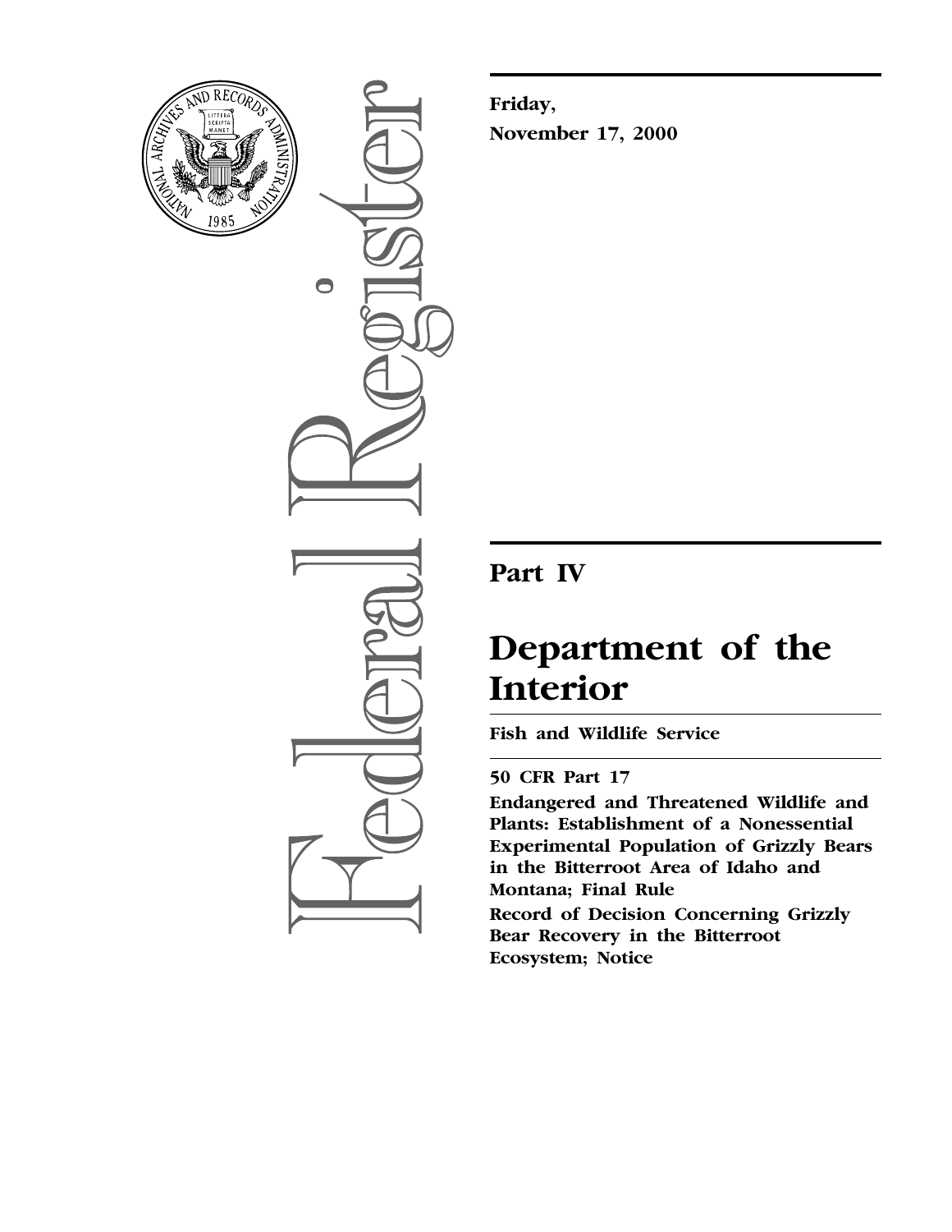**Friday,**

**November 17, 2000**

# Part IV

# Department of the Interior

**Fish and Wildlife Service**

**50 CFR Part 17**

**Endangered and Threatened Wildlife and Plants: Establishment of a Nonessential Experimental Population of Grizzly Bears in the Bitterroot Area of Idaho and Montana; Final Rule**

**Record of Decision Concerning Grizzly Bear Recovery in the Bitterroot Ecosystem; Notice**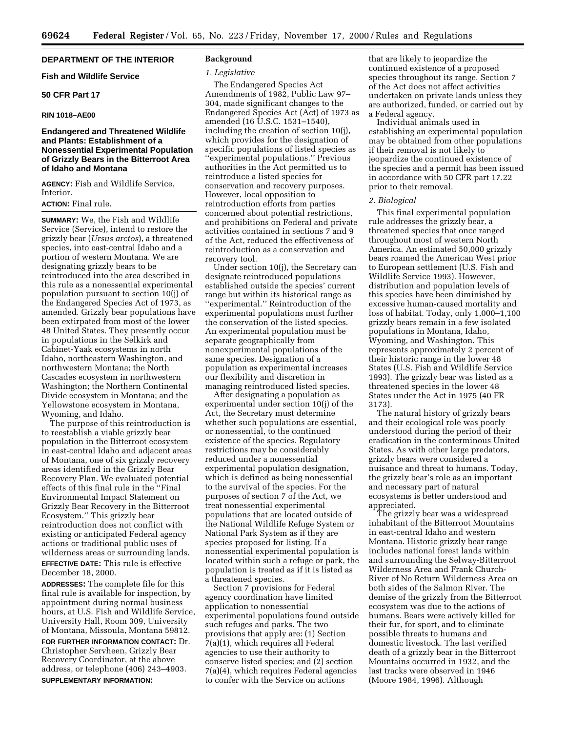**DEPARTMENT OF THE INTERIOR**

**Fish and Wildlife Service**

**50 CFR Part 17**

**RIN 1018–AE00**

**Endangered and Threatened Wildlife and Plants: Establishment of a Nonessential Experimental Population of Grizzly Bears in the Bitterroot Area of Idaho and Montana**

**AGENCY:** Fish and Wildlife Service, Interior.

**ACTION:** Final rule.

**SUMMARY:** We, the Fish and Wildlife Service (Service), intend to restore the grizzly bear (*Ursus arctos*), a threatened species, into east-central Idaho and a portion of western Montana. We are designating grizzly bears to be reintroduced into the area described in this rule as a nonessential experimental population pursuant to section 10(j) of the Endangered Species Act of 1973, as amended. Grizzly bear populations have been extirpated from most of the lower 48 United States. They presently occur in populations in the Selkirk and Cabinet-Yaak ecosystems in north Idaho, northeastern Washington, and northwestern Montana; the North Cascades ecosystem in northwestern Washington; the Northern Continental Divide ecosystem in Montana; and the Yellowstone ecosystem in Montana, Wyoming, and Idaho.

The purpose of this reintroduction is to reestablish a viable grizzly bear population in the Bitterroot ecosystem in east-central Idaho and adjacent areas of Montana, one of six grizzly recovery areas identified in the Grizzly Bear Recovery Plan. We evaluated potential effects of this final rule in the ''Final Environmental Impact Statement on Grizzly Bear Recovery in the Bitterroot Ecosystem.'' This grizzly bear reintroduction does not conflict with existing or anticipated Federal agency actions or traditional public uses of wilderness areas or surrounding lands.

**EFFECTIVE DATE:** This rule is effective December 18, 2000.

**ADDRESSES:** The complete file for this final rule is available for inspection, by appointment during normal business hours, at U.S. Fish and Wildlife Service, University Hall, Room 309, University of Montana, Missoula, Montana 59812.

**FOR FURTHER INFORMATION CONTACT:** Dr. Christopher Servheen, Grizzly Bear Recovery Coordinator, at the above address, or telephone (406) 243–4903.

**SUPPLEMENTARY INFORMATION:**

## Background

### *1. Legislative*

The Endangered Species Act Amendments of 1982, Public Law 97–304, made significant changes to the Endangered Species Act (Act) of 1973 as amended (16 U.S.C. 1531–1540), including the creation of section 10(j), which provides for the designation of specific populations of listed species as ''experimental populations.'' Previous authorities in the Act permitted us to reintroduce a listed species for conservation and recovery purposes. However, local opposition to reintroduction efforts from parties concerned about potential restrictions, and prohibitions on Federal and private activities contained in sections 7 and 9 of the Act, reduced the effectiveness of reintroduction as a conservation and recovery tool.

Under section 10(j), the Secretary can designate reintroduced populations established outside the species' current range but within its historical range as ''experimental.'' Reintroduction of the experimental populations must further the conservation of the listed species. An experimental population must be separate geographically from nonexperimental populations of the same species. Designation of a population as experimental increases our flexibility and discretion in managing reintroduced listed species.

After designating a population as experimental under section 10(j) of the Act, the Secretary must determine whether such populations are essential, or nonessential, to the continued existence of the species. Regulatory restrictions may be considerably reduced under a nonessential experimental population designation, which is defined as being nonessential to the survival of the species. For the purposes of section 7 of the Act, we treat nonessential experimental populations that are located outside of the National Wildlife Refuge System or National Park System as if they are species proposed for listing. If a nonessential experimental population is located within such a refuge or park, the population is treated as if it is listed as a threatened species.

Section 7 provisions for Federal agency coordination have limited application to nonessential experimental populations found outside such refuges and parks. The two provisions that apply are: (1) Section 7(a)(1), which requires all Federal agencies to use their authority to conserve listed species; and (2) section 7(a)(4), which requires Federal agencies to confer with the Service on actions that are likely to jeopardize the continued existence of a proposed species throughout its range. Section 7 of the Act does not affect activities undertaken on private lands unless they are authorized, funded, or carried out by a Federal agency.

Individual animals used in establishing an experimental population may be obtained from other populations if their removal is not likely to jeopardize the continued existence of the species and a permit has been issued in accordance with 50 CFR part 17.22 prior to their removal.

### *2. Biological*

This final experimental population rule addresses the grizzly bear, a threatened species that once ranged throughout most of western North America. An estimated 50,000 grizzly bears roamed the American West prior to European settlement (U.S. Fish and Wildlife Service 1993). However, distribution and population levels of this species have been diminished by excessive human-caused mortality and loss of habitat. Today, only 1,000–1,100 grizzly bears remain in a few isolated populations in Montana, Idaho, Wyoming, and Washington. This represents approximately 2 percent of their historic range in the lower 48 States (U.S. Fish and Wildlife Service 1993). The grizzly bear was listed as a threatened species in the lower 48 States under the Act in 1975 (40 FR 3173).

The natural history of grizzly bears and their ecological role was poorly understood during the period of their eradication in the conterminous United States. As with other large predators, grizzly bears were considered a nuisance and threat to humans. Today, the grizzly bear's role as an important and necessary part of natural ecosystems is better understood and appreciated.

The grizzly bear was a widespread inhabitant of the Bitterroot Mountains in east-central Idaho and western Montana. Historic grizzly bear range includes national forest lands within and surrounding the Selway-Bitterroot Wilderness Area and Frank Church-River of No Return Wilderness Area on both sides of the Salmon River. The demise of the grizzly from the Bitterroot ecosystem was due to the actions of humans. Bears were actively killed for their fur, for sport, and to eliminate possible threats to humans and domestic livestock. The last verified death of a grizzly bear in the Bitterroot Mountains occurred in 1932, and the last tracks were observed in 1946 (Moore 1984, 1996). Although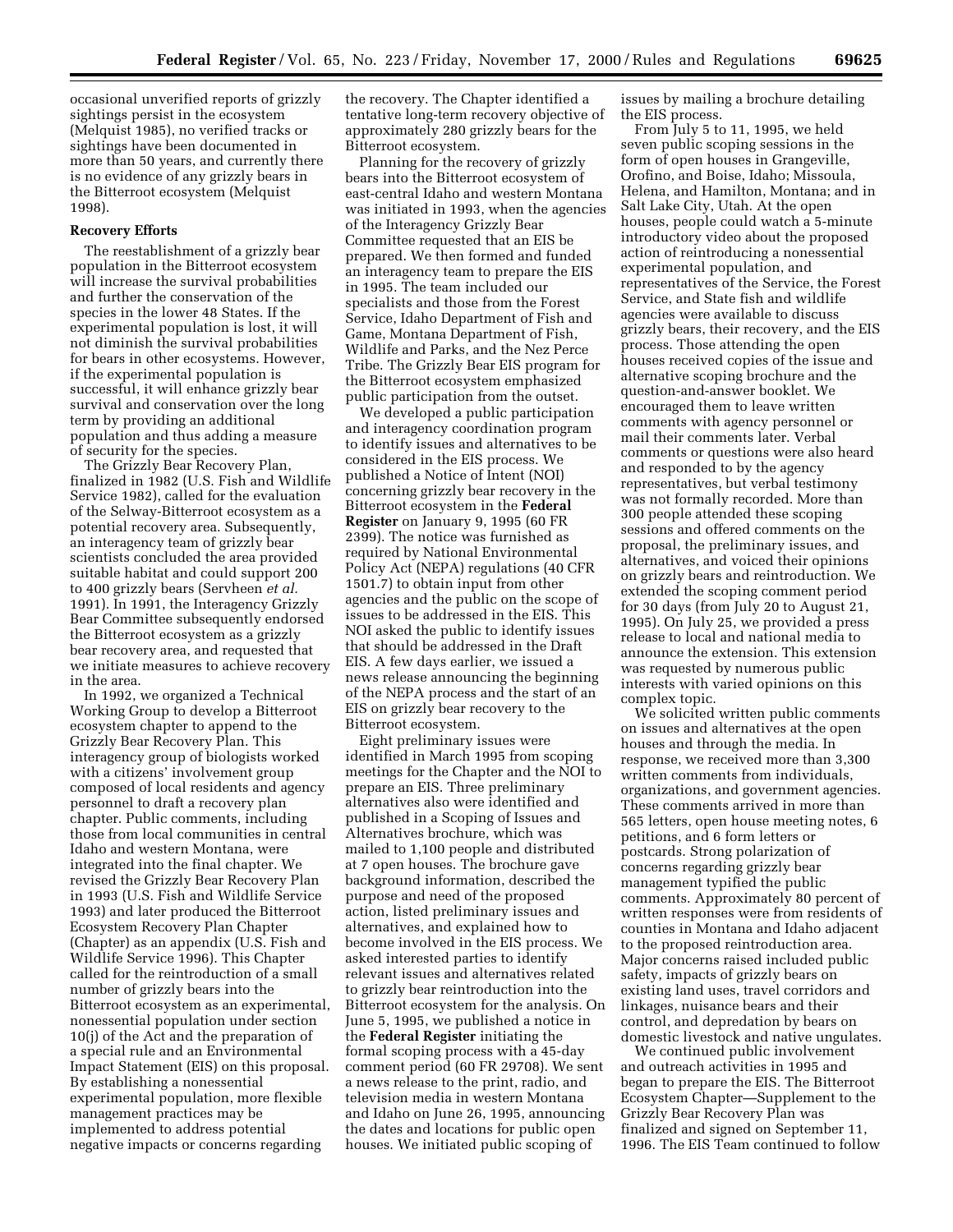occasional unverified reports of grizzly sightings persist in the ecosystem (Melquist 1985), no verified tracks or sightings have been documented in more than 50 years, and currently there is no evidence of any grizzly bears in the Bitterroot ecosystem (Melquist 1998).

**Recovery Efforts**

The reestablishment of a grizzly bear population in the Bitterroot ecosystem will increase the survival probabilities and further the conservation of the species in the lower 48 States. If the experimental population is lost, it will not diminish the survival probabilities for bears in other ecosystems. However, if the experimental population is successful, it will enhance grizzly bear survival and conservation over the long term by providing an additional population and thus adding a measure of security for the species.

The Grizzly Bear Recovery Plan, finalized in 1982 (U.S. Fish and Wildlife Service 1982), called for the evaluation of the Selway-Bitterroot ecosystem as a potential recovery area. Subsequently, an interagency team of grizzly bear scientists concluded the area provided suitable habitat and could support 200 to 400 grizzly bears (Servheen *et al.* 1991). In 1991, the Interagency Grizzly Bear Committee subsequently endorsed the Bitterroot ecosystem as a grizzly bear recovery area, and requested that we initiate measures to achieve recovery in the area.

In 1992, we organized a Technical Working Group to develop a Bitterroot ecosystem chapter to append to the Grizzly Bear Recovery Plan. This interagency group of biologists worked with a citizens' involvement group composed of local residents and agency personnel to draft a recovery plan chapter. Public comments, including those from local communities in central Idaho and western Montana, were integrated into the final chapter. We revised the Grizzly Bear Recovery Plan in 1993 (U.S. Fish and Wildlife Service 1993) and later produced the Bitterroot Ecosystem Recovery Plan Chapter (Chapter) as an appendix (U.S. Fish and Wildlife Service 1996). This Chapter called for the reintroduction of a small number of grizzly bears into the Bitterroot ecosystem as an experimental, nonessential population under section 10(j) of the Act and the preparation of a special rule and an Environmental Impact Statement (EIS) on this proposal. By establishing a nonessential experimental population, more flexible management practices may be implemented to address potential negative impacts or concerns regarding the recovery. The Chapter identified a tentative long-term recovery objective of approximately 280 grizzly bears for the Bitterroot ecosystem.

Planning for the recovery of grizzly bears into the Bitterroot ecosystem of east-central Idaho and western Montana was initiated in 1993, when the agencies of the Interagency Grizzly Bear Committee requested that an EIS be prepared. We then formed and funded an interagency team to prepare the EIS in 1995. The team included our specialists and those from the Forest Service, Idaho Department of Fish and Game, Montana Department of Fish, Wildlife and Parks, and the Nez Perce Tribe. The Grizzly Bear EIS program for the Bitterroot ecosystem emphasized public participation from the outset.

We developed a public participation and interagency coordination program to identify issues and alternatives to be considered in the EIS process. We published a Notice of Intent (NOI) concerning grizzly bear recovery in the Bitterroot ecosystem in the **Federal Register** on January 9, 1995 (60 FR 2399). The notice was furnished as required by National Environmental Policy Act (NEPA) regulations (40 CFR 1501.7) to obtain input from other agencies and the public on the scope of issues to be addressed in the EIS. This NOI asked the public to identify issues that should be addressed in the Draft EIS. A few days earlier, we issued a news release announcing the beginning of the NEPA process and the start of an EIS on grizzly bear recovery to the Bitterroot ecosystem.

Eight preliminary issues were identified in March 1995 from scoping meetings for the Chapter and the NOI to prepare an EIS. Three preliminary alternatives also were identified and published in a Scoping of Issues and Alternatives brochure, which was mailed to 1,100 people and distributed at 7 open houses. The brochure gave background information, described the purpose and need of the proposed action, listed preliminary issues and alternatives, and explained how to become involved in the EIS process. We asked interested parties to identify relevant issues and alternatives related to grizzly bear reintroduction into the Bitterroot ecosystem for the analysis. On June 5, 1995, we published a notice in the **Federal Register** initiating the formal scoping process with a 45-day comment period (60 FR 29708). We sent a news release to the print, radio, and television media in western Montana and Idaho on June 26, 1995, announcing the dates and locations for public open houses. We initiated public scoping of issues by mailing a brochure detailing the EIS process.

From July 5 to 11, 1995, we held seven public scoping sessions in the form of open houses in Grangeville, Orofino, and Boise, Idaho; Missoula, Helena, and Hamilton, Montana; and in Salt Lake City, Utah. At the open houses, people could watch a 5-minute introductory video about the proposed action of reintroducing a nonessential experimental population, and representatives of the Service, the Forest Service, and State fish and wildlife agencies were available to discuss grizzly bears, their recovery, and the EIS process. Those attending the open houses received copies of the issue and alternative scoping brochure and the question-and-answer booklet. We encouraged them to leave written comments with agency personnel or mail their comments later. Verbal comments or questions were also heard and responded to by the agency representatives, but verbal testimony was not formally recorded. More than 300 people attended these scoping sessions and offered comments on the proposal, the preliminary issues, and alternatives, and voiced their opinions on grizzly bears and reintroduction. We extended the scoping comment period for 30 days (from July 20 to August 21, 1995). On July 25, we provided a press release to local and national media to announce the extension. This extension was requested by numerous public interests with varied opinions on this complex topic.

We solicited written public comments on issues and alternatives at the open houses and through the media. In response, we received more than 3,300 written comments from individuals, organizations, and government agencies. These comments arrived in more than 565 letters, open house meeting notes, 6 petitions, and 6 form letters or postcards. Strong polarization of concerns regarding grizzly bear management typified the public comments. Approximately 80 percent of written responses were from residents of counties in Montana and Idaho adjacent to the proposed reintroduction area. Major concerns raised included public safety, impacts of grizzly bears on existing land uses, travel corridors and linkages, nuisance bears and their control, and depredation by bears on domestic livestock and native ungulates.

We continued public involvement and outreach activities in 1995 and began to prepare the EIS. The Bitterroot Ecosystem Chapter—Supplement to the Grizzly Bear Recovery Plan was finalized and signed on September 11, 1996. The EIS Team continued to follow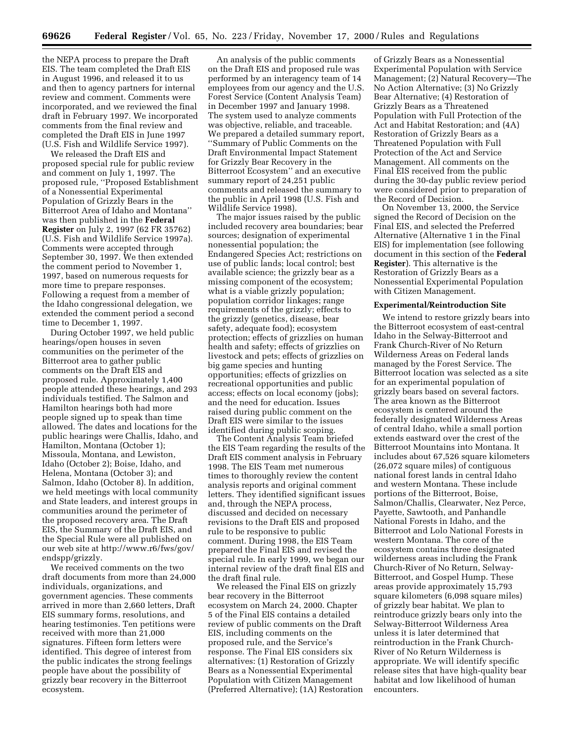the NEPA process to prepare the Draft EIS. The team completed the Draft EIS in August 1996, and released it to us and then to agency partners for internal review and comment. Comments were incorporated, and we reviewed the final draft in February 1997. We incorporated comments from the final review and completed the Draft EIS in June 1997 (U.S. Fish and Wildlife Service 1997).

We released the Draft EIS and proposed special rule for public review and comment on July 1, 1997. The proposed rule, ''Proposed Establishment of a Nonessential Experimental Population of Grizzly Bears in the Bitterroot Area of Idaho and Montana'' was then published in the **Federal Register** on July 2, 1997 (62 FR 35762) (U.S. Fish and Wildlife Service 1997a). Comments were accepted through September 30, 1997. We then extended the comment period to November 1, 1997, based on numerous requests for more time to prepare responses. Following a request from a member of the Idaho congressional delegation, we extended the comment period a second time to December 1, 1997.

During October 1997, we held public hearings/open houses in seven communities on the perimeter of the Bitterroot area to gather public comments on the Draft EIS and proposed rule. Approximately 1,400 people attended these hearings, and 293 individuals testified. The Salmon and Hamilton hearings both had more people signed up to speak than time allowed. The dates and locations for the public hearings were Challis, Idaho, and Hamilton, Montana (October 1); Missoula, Montana, and Lewiston, Idaho (October 2); Boise, Idaho, and Helena, Montana (October 3); and Salmon, Idaho (October 8). In addition, we held meetings with local community and State leaders, and interest groups in communities around the perimeter of the proposed recovery area. The Draft EIS, the Summary of the Draft EIS, and the Special Rule were all published on our web site at http://www.r6/fws/gov/endspp/grizzly.

We received comments on the two draft documents from more than 24,000 individuals, organizations, and government agencies. These comments arrived in more than 2,660 letters, Draft EIS summary forms, resolutions, and hearing testimonies. Ten petitions were received with more than 21,000 signatures. Fifteen form letters were identified. This degree of interest from the public indicates the strong feelings people have about the possibility of grizzly bear recovery in the Bitterroot ecosystem.

An analysis of the public comments on the Draft EIS and proposed rule was performed by an interagency team of 14 employees from our agency and the U.S. Forest Service (Content Analysis Team) in December 1997 and January 1998. The system used to analyze comments was objective, reliable, and traceable. We prepared a detailed summary report, ''Summary of Public Comments on the Draft Environmental Impact Statement for Grizzly Bear Recovery in the Bitterroot Ecosystem'' and an executive summary report of 24,251 public comments and released the summary to the public in April 1998 (U.S. Fish and Wildlife Service 1998).

The major issues raised by the public included recovery area boundaries; bear sources; designation of experimental nonessential population; the Endangered Species Act; restrictions on use of public lands; local control; best available science; the grizzly bear as a missing component of the ecosystem; what is a viable grizzly population; population corridor linkages; range requirements of the grizzly; effects to the grizzly (genetics, disease, bear safety, adequate food); ecosystem protection; effects of grizzlies on human health and safety; effects of grizzlies on livestock and pets; effects of grizzlies on big game species and hunting opportunities; effects of grizzlies on recreational opportunities and public access; effects on local economy (jobs); and the need for education. Issues raised during public comment on the Draft EIS were similar to the issues identified during public scoping.

The Content Analysis Team briefed the EIS Team regarding the results of the Draft EIS comment analysis in February 1998. The EIS Team met numerous times to thoroughly review the content analysis reports and original comment letters. They identified significant issues and, through the NEPA process, discussed and decided on necessary revisions to the Draft EIS and proposed rule to be responsive to public comment. During 1998, the EIS Team prepared the Final EIS and revised the special rule. In early 1999, we began our internal review of the draft final EIS and the draft final rule.

We released the Final EIS on grizzly bear recovery in the Bitterroot ecosystem on March 24, 2000. Chapter 5 of the Final EIS contains a detailed review of public comments on the Draft EIS, including comments on the proposed rule, and the Service's response. The Final EIS considers six alternatives: (1) Restoration of Grizzly Bears as a Nonessential Experimental Population with Citizen Management (Preferred Alternative); (1A) Restoration of Grizzly Bears as a Nonessential Experimental Population with Service Management; (2) Natural Recovery—The No Action Alternative; (3) No Grizzly Bear Alternative; (4) Restoration of Grizzly Bears as a Threatened Population with Full Protection of the Act and Habitat Restoration; and (4A) Restoration of Grizzly Bears as a Threatened Population with Full Protection of the Act and Service Management. All comments on the Final EIS received from the public during the 30-day public review period were considered prior to preparation of the Record of Decision.

On November 13, 2000, the Service signed the Record of Decision on the Final EIS, and selected the Preferred Alternative (Alternative 1 in the Final EIS) for implementation (see following document in this section of the **Federal Register**). This alternative is the Restoration of Grizzly Bears as a Nonessential Experimental Population with Citizen Management.

**Experimental/Reintroduction Site**

We intend to restore grizzly bears into the Bitterroot ecosystem of east-central Idaho in the Selway-Bitterroot and Frank Church-River of No Return Wilderness Areas on Federal lands managed by the Forest Service. The Bitterroot location was selected as a site for an experimental population of grizzly bears based on several factors. The area known as the Bitterroot ecosystem is centered around the federally designated Wilderness Areas of central Idaho, while a small portion extends eastward over the crest of the Bitterroot Mountains into Montana. It includes about 67,526 square kilometers (26,072 square miles) of contiguous national forest lands in central Idaho and western Montana. These include portions of the Bitterroot, Boise, Salmon/Challis, Clearwater, Nez Perce, Payette, Sawtooth, and Panhandle National Forests in Idaho, and the Bitterroot and Lolo National Forests in western Montana. The core of the ecosystem contains three designated wilderness areas including the Frank Church-River of No Return, Selway-Bitterroot, and Gospel Hump. These areas provide approximately 15,793 square kilometers (6,098 square miles) of grizzly bear habitat. We plan to reintroduce grizzly bears only into the Selway-Bitterroot Wilderness Area unless it is later determined that reintroduction in the Frank Church-River of No Return Wilderness is appropriate. We will identify specific release sites that have high-quality bear habitat and low likelihood of human encounters.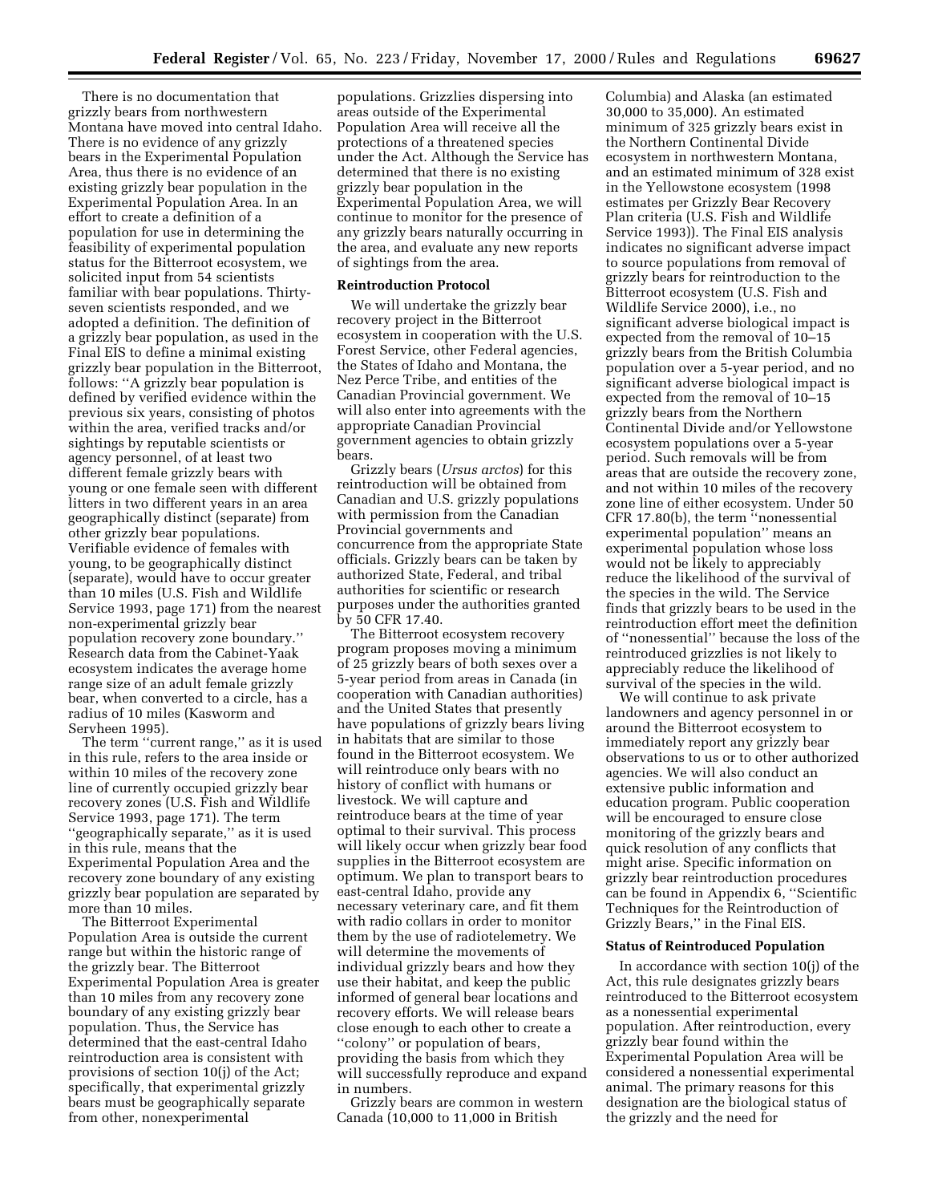There is no documentation that grizzly bears from northwestern Montana have moved into central Idaho. There is no evidence of any grizzly bears in the Experimental Population Area, thus there is no evidence of an existing grizzly bear population in the Experimental Population Area. In an effort to create a definition of a population for use in determining the feasibility of experimental population status for the Bitterroot ecosystem, we solicited input from 54 scientists familiar with bear populations. Thirty-seven scientists responded, and we adopted a definition. The definition of a grizzly bear population, as used in the Final EIS to define a minimal existing grizzly bear population in the Bitterroot, follows: ''A grizzly bear population is defined by verified evidence within the previous six years, consisting of photos within the area, verified tracks and/or sightings by reputable scientists or agency personnel, of at least two different female grizzly bears with young or one female seen with different litters in two different years in an area geographically distinct (separate) from other grizzly bear populations. Verifiable evidence of females with young, to be geographically distinct (separate), would have to occur greater than 10 miles (U.S. Fish and Wildlife Service 1993, page 171) from the nearest non-experimental grizzly bear population recovery zone boundary.'' Research data from the Cabinet-Yaak ecosystem indicates the average home range size of an adult female grizzly bear, when converted to a circle, has a radius of 10 miles (Kasworm and Servheen 1995).

The term ''current range,'' as it is used in this rule, refers to the area inside or within 10 miles of the recovery zone line of currently occupied grizzly bear recovery zones (U.S. Fish and Wildlife Service 1993, page 171). The term ''geographically separate,'' as it is used in this rule, means that the Experimental Population Area and the recovery zone boundary of any existing grizzly bear population are separated by more than 10 miles.

The Bitterroot Experimental Population Area is outside the current range but within the historic range of the grizzly bear. The Bitterroot Experimental Population Area is greater than 10 miles from any recovery zone boundary of any existing grizzly bear population. Thus, the Service has determined that the east-central Idaho reintroduction area is consistent with provisions of section 10(j) of the Act; specifically, that experimental grizzly bears must be geographically separate from other, nonexperimental populations. Grizzlies dispersing into areas outside of the Experimental Population Area will receive all the protections of a threatened species under the Act. Although the Service has determined that there is no existing grizzly bear population in the Experimental Population Area, we will continue to monitor for the presence of any grizzly bears naturally occurring in the area, and evaluate any new reports of sightings from the area.

**Reintroduction Protocol**

We will undertake the grizzly bear recovery project in the Bitterroot ecosystem in cooperation with the U.S. Forest Service, other Federal agencies, the States of Idaho and Montana, the Nez Perce Tribe, and entities of the Canadian Provincial government. We will also enter into agreements with the appropriate Canadian Provincial government agencies to obtain grizzly bears.

Grizzly bears (*Ursus arctos*) for this reintroduction will be obtained from Canadian and U.S. grizzly populations with permission from the Canadian Provincial governments and concurrence from the appropriate State officials. Grizzly bears can be taken by authorized State, Federal, and tribal authorities for scientific or research purposes under the authorities granted by 50 CFR 17.40.

The Bitterroot ecosystem recovery program proposes moving a minimum of 25 grizzly bears of both sexes over a 5-year period from areas in Canada (in cooperation with Canadian authorities) and the United States that presently have populations of grizzly bears living in habitats that are similar to those found in the Bitterroot ecosystem. We will reintroduce only bears with no history of conflict with humans or livestock. We will capture and reintroduce bears at the time of year optimal to their survival. This process will likely occur when grizzly bear food supplies in the Bitterroot ecosystem are optimum. We plan to transport bears to east-central Idaho, provide any necessary veterinary care, and fit them with radio collars in order to monitor them by the use of radiotelemetry. We will determine the movements of individual grizzly bears and how they use their habitat, and keep the public informed of general bear locations and recovery efforts. We will release bears close enough to each other to create a ''colony'' or population of bears, providing the basis from which they will successfully reproduce and expand in numbers.

Grizzly bears are common in western Canada (10,000 to 11,000 in British Columbia) and Alaska (an estimated 30,000 to 35,000). An estimated minimum of 325 grizzly bears exist in the Northern Continental Divide ecosystem in northwestern Montana, and an estimated minimum of 328 exist in the Yellowstone ecosystem (1998 estimates per Grizzly Bear Recovery Plan criteria (U.S. Fish and Wildlife Service 1993)). The Final EIS analysis indicates no significant adverse impact to source populations from removal of grizzly bears for reintroduction to the Bitterroot ecosystem (U.S. Fish and Wildlife Service 2000), i.e., no significant adverse biological impact is expected from the removal of 10–15 grizzly bears from the British Columbia population over a 5-year period, and no significant adverse biological impact is expected from the removal of 10–15 grizzly bears from the Northern Continental Divide and/or Yellowstone ecosystem populations over a 5-year period. Such removals will be from areas that are outside the recovery zone, and not within 10 miles of the recovery zone line of either ecosystem. Under 50 CFR 17.80(b), the term ''nonessential experimental population'' means an experimental population whose loss would not be likely to appreciably reduce the likelihood of the survival of the species in the wild. The Service finds that grizzly bears to be used in the reintroduction effort meet the definition of ''nonessential'' because the loss of the reintroduced grizzlies is not likely to appreciably reduce the likelihood of survival of the species in the wild.

We will continue to ask private landowners and agency personnel in or around the Bitterroot ecosystem to immediately report any grizzly bear observations to us or to other authorized agencies. We will also conduct an extensive public information and education program. Public cooperation will be encouraged to ensure close monitoring of the grizzly bears and quick resolution of any conflicts that might arise. Specific information on grizzly bear reintroduction procedures can be found in Appendix 6, ''Scientific Techniques for the Reintroduction of Grizzly Bears,'' in the Final EIS.

**Status of Reintroduced Population**

In accordance with section 10(j) of the Act, this rule designates grizzly bears reintroduced to the Bitterroot ecosystem as a nonessential experimental population. After reintroduction, every grizzly bear found within the Experimental Population Area will be considered a nonessential experimental animal. The primary reasons for this designation are the biological status of the grizzly and the need for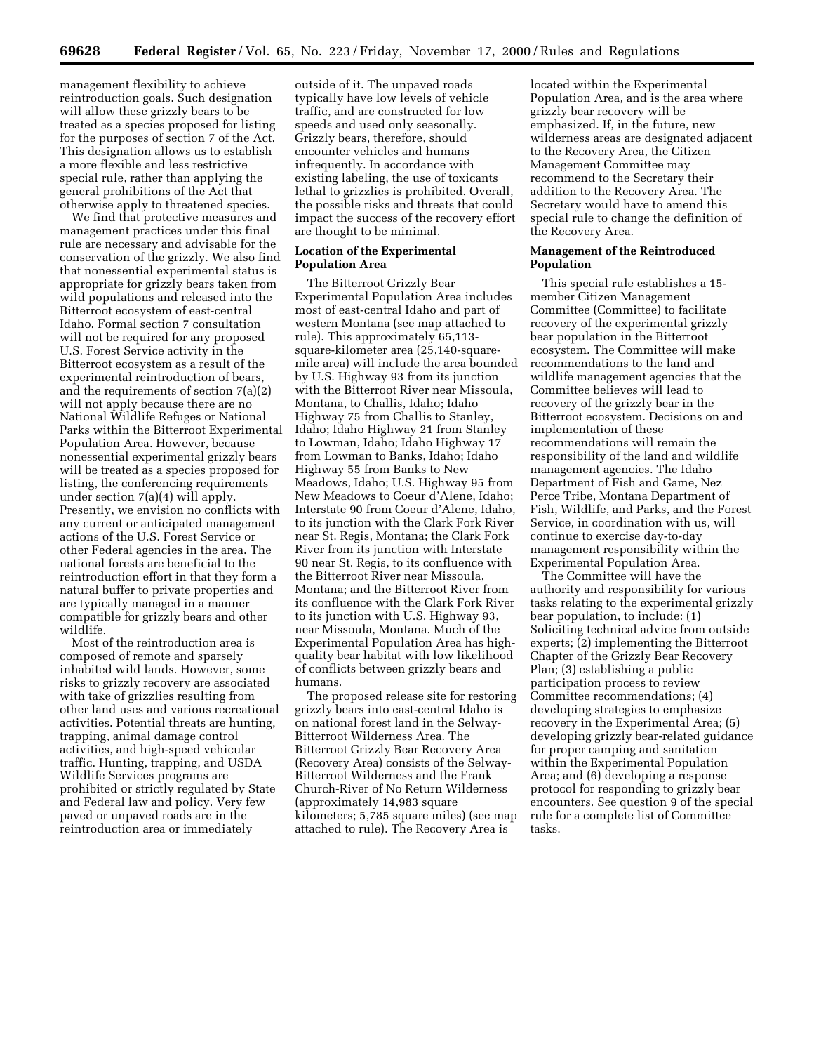management flexibility to achieve reintroduction goals. Such designation will allow these grizzly bears to be treated as a species proposed for listing for the purposes of section 7 of the Act. This designation allows us to establish a more flexible and less restrictive special rule, rather than applying the general prohibitions of the Act that otherwise apply to threatened species.

We find that protective measures and management practices under this final rule are necessary and advisable for the conservation of the grizzly. We also find that nonessential experimental status is appropriate for grizzly bears taken from wild populations and released into the Bitterroot ecosystem of east-central Idaho. Formal section 7 consultation will not be required for any proposed U.S. Forest Service activity in the Bitterroot ecosystem as a result of the experimental reintroduction of bears, and the requirements of section 7(a)(2) will not apply because there are no National Wildlife Refuges or National Parks within the Bitterroot Experimental Population Area. However, because nonessential experimental grizzly bears will be treated as a species proposed for listing, the conferencing requirements under section 7(a)(4) will apply. Presently, we envision no conflicts with any current or anticipated management actions of the U.S. Forest Service or other Federal agencies in the area. The national forests are beneficial to the reintroduction effort in that they form a natural buffer to private properties and are typically managed in a manner compatible for grizzly bears and other wildlife.

Most of the reintroduction area is composed of remote and sparsely inhabited wild lands. However, some risks to grizzly recovery are associated with take of grizzlies resulting from other land uses and various recreational activities. Potential threats are hunting, trapping, animal damage control activities, and high-speed vehicular traffic. Hunting, trapping, and USDA Wildlife Services programs are prohibited or strictly regulated by State and Federal law and policy. Very few paved or unpaved roads are in the reintroduction area or immediately outside of it. The unpaved roads typically have low levels of vehicle traffic, and are constructed for low speeds and used only seasonally. Grizzly bears, therefore, should encounter vehicles and humans infrequently. In accordance with existing labeling, the use of toxicants lethal to grizzlies is prohibited. Overall, the possible risks and threats that could impact the success of the recovery effort are thought to be minimal.

**Location of the Experimental Population Area**

The Bitterroot Grizzly Bear Experimental Population Area includes most of east-central Idaho and part of western Montana (see map attached to rule). This approximately 65,113-square-kilometer area (25,140-square-mile area) will include the area bounded by U.S. Highway 93 from its junction with the Bitterroot River near Missoula, Montana, to Challis, Idaho; Idaho Highway 75 from Challis to Stanley, Idaho; Idaho Highway 21 from Stanley to Lowman, Idaho; Idaho Highway 17 from Lowman to Banks, Idaho; Idaho Highway 55 from Banks to New Meadows, Idaho; U.S. Highway 95 from New Meadows to Coeur d'Alene, Idaho; Interstate 90 from Coeur d'Alene, Idaho, to its junction with the Clark Fork River near St. Regis, Montana; the Clark Fork River from its junction with Interstate 90 near St. Regis, to its confluence with the Bitterroot River near Missoula, Montana; and the Bitterroot River from its confluence with the Clark Fork River to its junction with U.S. Highway 93, near Missoula, Montana. Much of the Experimental Population Area has high-quality bear habitat with low likelihood of conflicts between grizzly bears and humans.

The proposed release site for restoring grizzly bears into east-central Idaho is on national forest land in the Selway-Bitterroot Wilderness Area. The Bitterroot Grizzly Bear Recovery Area (Recovery Area) consists of the Selway-Bitterroot Wilderness and the Frank Church-River of No Return Wilderness (approximately 14,983 square kilometers; 5,785 square miles) (see map attached to rule). The Recovery Area is located within the Experimental Population Area, and is the area where grizzly bear recovery will be emphasized. If, in the future, new wilderness areas are designated adjacent to the Recovery Area, the Citizen Management Committee may recommend to the Secretary their addition to the Recovery Area. The Secretary would have to amend this special rule to change the definition of the Recovery Area.

**Management of the Reintroduced Population**

This special rule establishes a 15-member Citizen Management Committee (Committee) to facilitate recovery of the experimental grizzly bear population in the Bitterroot ecosystem. The Committee will make recommendations to the land and wildlife management agencies that the Committee believes will lead to recovery of the grizzly bear in the Bitterroot ecosystem. Decisions on and implementation of these recommendations will remain the responsibility of the land and wildlife management agencies. The Idaho Department of Fish and Game, Nez Perce Tribe, Montana Department of Fish, Wildlife, and Parks, and the Forest Service, in coordination with us, will continue to exercise day-to-day management responsibility within the Experimental Population Area.

The Committee will have the authority and responsibility for various tasks relating to the experimental grizzly bear population, to include: (1) Soliciting technical advice from outside experts; (2) implementing the Bitterroot Chapter of the Grizzly Bear Recovery Plan; (3) establishing a public participation process to review Committee recommendations; (4) developing strategies to emphasize recovery in the Experimental Area; (5) developing grizzly bear-related guidance for proper camping and sanitation within the Experimental Population Area; and (6) developing a response protocol for responding to grizzly bear encounters. See question 9 of the special rule for a complete list of Committee tasks.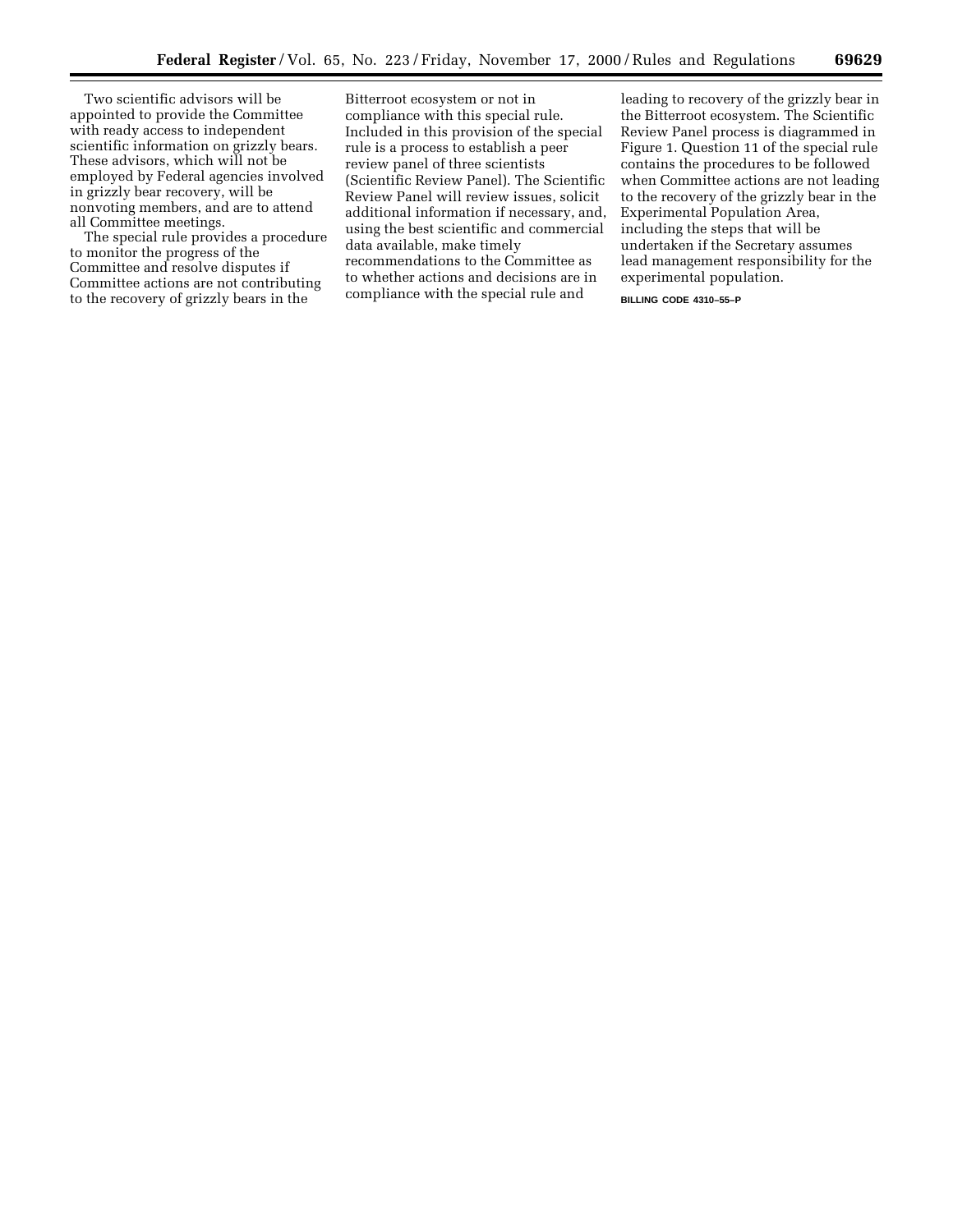Two scientific advisors will be appointed to provide the Committee with ready access to independent scientific information on grizzly bears. These advisors, which will not be employed by Federal agencies involved in grizzly bear recovery, will be nonvoting members, and are to attend all Committee meetings.

The special rule provides a procedure to monitor the progress of the Committee and resolve disputes if Committee actions are not contributing to the recovery of grizzly bears in the Bitterroot ecosystem or not in compliance with this special rule. Included in this provision of the special rule is a process to establish a peer review panel of three scientists (Scientific Review Panel). The Scientific Review Panel will review issues, solicit additional information if necessary, and, using the best scientific and commercial data available, make timely recommendations to the Committee as to whether actions and decisions are in compliance with the special rule and leading to recovery of the grizzly bear in the Bitterroot ecosystem. The Scientific Review Panel process is diagrammed in Figure 1. Question 11 of the special rule contains the procedures to be followed when Committee actions are not leading to the recovery of the grizzly bear in the Experimental Population Area, including the steps that will be undertaken if the Secretary assumes lead management responsibility for the experimental population.

BILLING CODE 4310–55–P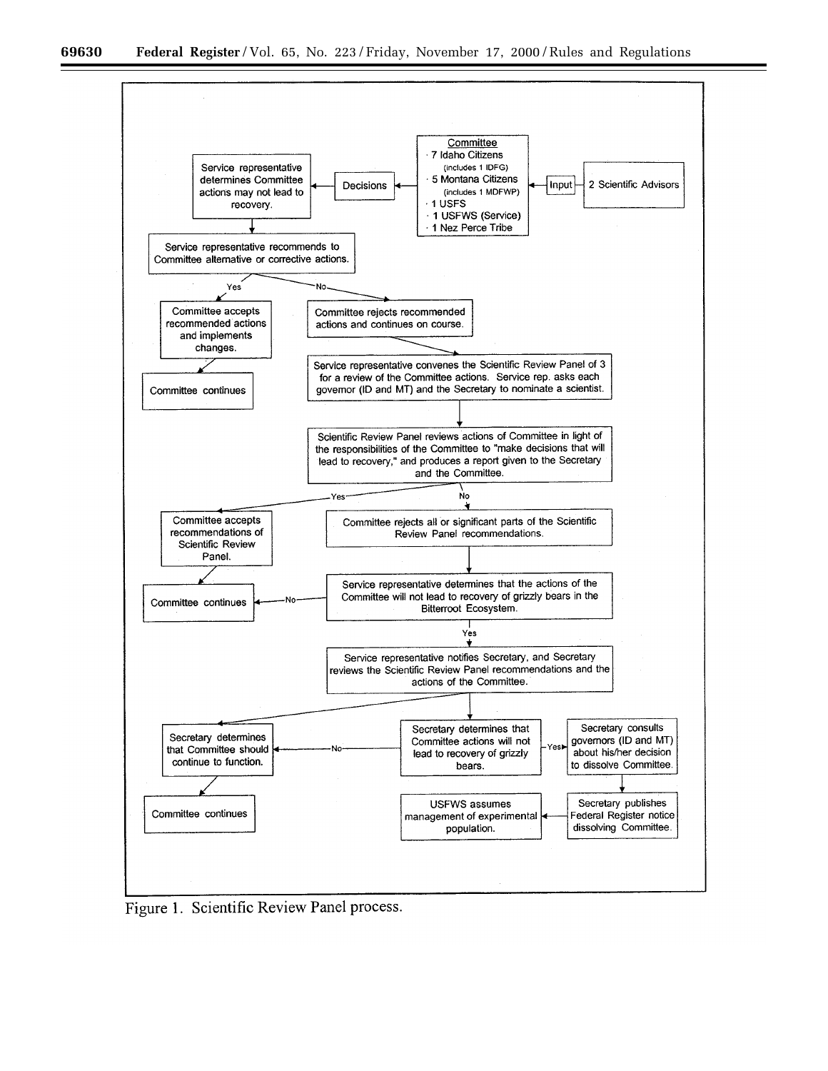**Committee**
- 7 Idaho Citizens (includes 1 IDFG)
- 5 Montana Citizens (includes 1 MDFWP)
- 1 USFS
- 1 USFWS (Service)
- 1 Nez Perce Tribe

2 Scientific Advisors → Input → Committee

Committee → Decisions → Service representative determines Committee actions may not lead to recovery.

Service representative recommends to Committee alternative or corrective actions.

Yes → Committee accepts recommended actions and implements changes. → Committee continues

No → Committee rejects recommended actions and continues on course.

Service representative convenes the Scientific Review Panel of 3 for a review of the Committee actions. Service rep. asks each governor (ID and MT) and the Secretary to nominate a scientist.

Scientific Review Panel reviews actions of Committee in light of the responsibilities of the Committee to "make decisions that will lead to recovery," and produces a report given to the Secretary and the Committee.

Yes → Committee accepts recommendations of Scientific Review Panel. → Committee continues

No → Committee rejects all or significant parts of the Scientific Review Panel recommendations.

Service representative determines that the actions of the Committee will not lead to recovery of grizzly bears in the Bitterroot Ecosystem.

No → Committee continues

Yes → Service representative notifies Secretary, and Secretary reviews the Scientific Review Panel recommendations and the actions of the Committee.

Secretary determines that Committee actions will not lead to recovery of grizzly bears.

No → Secretary determines that Committee should continue to function. → Committee continues

Yes → Secretary consults governors (ID and MT) about his/her decision to dissolve Committee. → Secretary publishes Federal Register notice dissolving Committee. → USFWS assumes management of experimental population.

Figure 1. Scientific Review Panel process.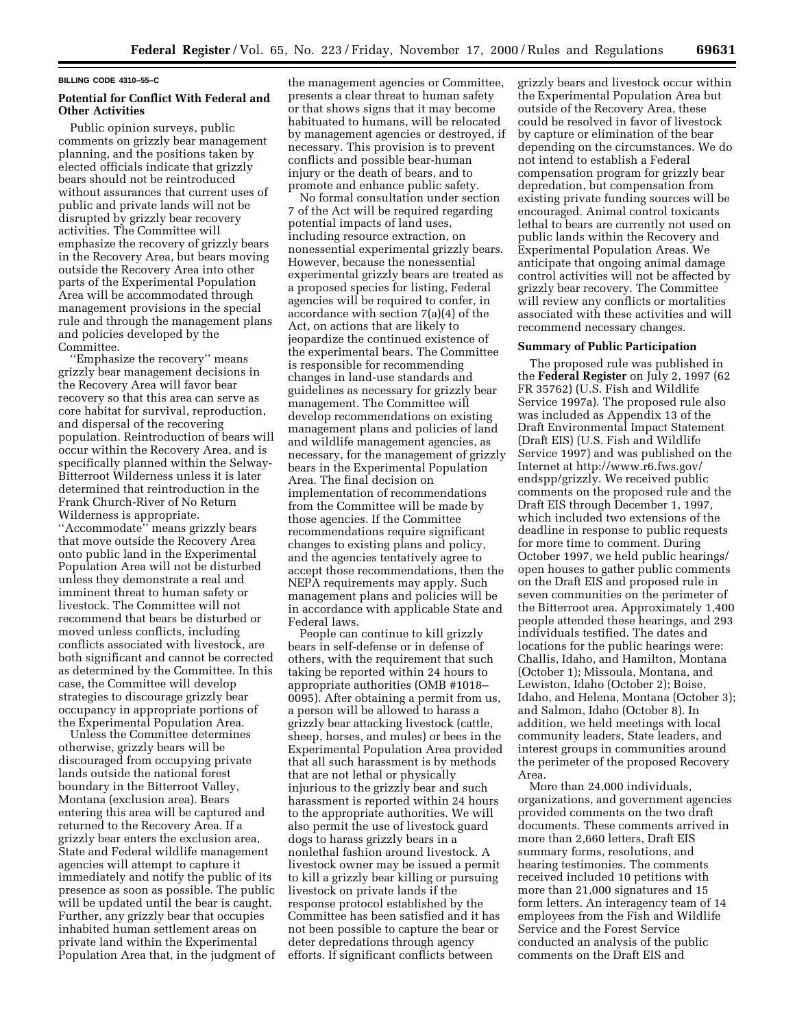BILLING CODE 4310–55–C

### Potential for Conflict With Federal and Other Activities

Public opinion surveys, public comments on grizzly bear management planning, and the positions taken by elected officials indicate that grizzly bears should not be reintroduced without assurances that current uses of public and private lands will not be disrupted by grizzly bear recovery activities. The Committee will emphasize the recovery of grizzly bears in the Recovery Area, but bears moving outside the Recovery Area into other parts of the Experimental Population Area will be accommodated through management provisions in the special rule and through the management plans and policies developed by the Committee.

''Emphasize the recovery'' means grizzly bear management decisions in the Recovery Area will favor bear recovery so that this area can serve as core habitat for survival, reproduction, and dispersal of the recovering population. Reintroduction of bears will occur within the Recovery Area, and is specifically planned within the Selway-Bitterroot Wilderness unless it is later determined that reintroduction in the Frank Church-River of No Return Wilderness is appropriate. ''Accommodate'' means grizzly bears that move outside the Recovery Area onto public land in the Experimental Population Area will not be disturbed unless they demonstrate a real and imminent threat to human safety or livestock. The Committee will not recommend that bears be disturbed or moved unless conflicts, including conflicts associated with livestock, are both significant and cannot be corrected as determined by the Committee. In this case, the Committee will develop strategies to discourage grizzly bear occupancy in appropriate portions of the Experimental Population Area.

Unless the Committee determines otherwise, grizzly bears will be discouraged from occupying private lands outside the national forest boundary in the Bitterroot Valley, Montana (exclusion area). Bears entering this area will be captured and returned to the Recovery Area. If a grizzly bear enters the exclusion area, State and Federal wildlife management agencies will attempt to capture it immediately and notify the public of its presence as soon as possible. The public will be updated until the bear is caught. Further, any grizzly bear that occupies inhabited human settlement areas on private land within the Experimental Population Area that, in the judgment of the management agencies or Committee, presents a clear threat to human safety or that shows signs that it may become habituated to humans, will be relocated by management agencies or destroyed, if necessary. This provision is to prevent conflicts and possible bear-human injury or the death of bears, and to promote and enhance public safety.

No formal consultation under section 7 of the Act will be required regarding potential impacts of land uses, including resource extraction, on nonessential experimental grizzly bears. However, because the nonessential experimental grizzly bears are treated as a proposed species for listing, Federal agencies will be required to confer, in accordance with section 7(a)(4) of the Act, on actions that are likely to jeopardize the continued existence of the experimental bears. The Committee is responsible for recommending changes in land-use standards and guidelines as necessary for grizzly bear management. The Committee will develop recommendations on existing management plans and policies of land and wildlife management agencies, as necessary, for the management of grizzly bears in the Experimental Population Area. The final decision on implementation of recommendations from the Committee will be made by those agencies. If the Committee recommendations require significant changes to existing plans and policy, and the agencies tentatively agree to accept those recommendations, then the NEPA requirements may apply. Such management plans and policies will be in accordance with applicable State and Federal laws.

People can continue to kill grizzly bears in self-defense or in defense of others, with the requirement that such taking be reported within 24 hours to appropriate authorities (OMB #1018–0095). After obtaining a permit from us, a person will be allowed to harass a grizzly bear attacking livestock (cattle, sheep, horses, and mules) or bees in the Experimental Population Area provided that all such harassment is by methods that are not lethal or physically injurious to the grizzly bear and such harassment is reported within 24 hours to the appropriate authorities. We will also permit the use of livestock guard dogs to harass grizzly bears in a nonlethal fashion around livestock. A livestock owner may be issued a permit to kill a grizzly bear killing or pursuing livestock on private lands if the response protocol established by the Committee has been satisfied and it has not been possible to capture the bear or deter depredations through agency efforts. If significant conflicts between grizzly bears and livestock occur within the Experimental Population Area but outside of the Recovery Area, these could be resolved in favor of livestock by capture or elimination of the bear depending on the circumstances. We do not intend to establish a Federal compensation program for grizzly bear depredation, but compensation from existing private funding sources will be encouraged. Animal control toxicants lethal to bears are currently not used on public lands within the Recovery and Experimental Population Areas. We anticipate that ongoing animal damage control activities will not be affected by grizzly bear recovery. The Committee will review any conflicts or mortalities associated with these activities and will recommend necessary changes.

### Summary of Public Participation

The proposed rule was published in the **Federal Register** on July 2, 1997 (62 FR 35762) (U.S. Fish and Wildlife Service 1997a). The proposed rule also was included as Appendix 13 of the Draft Environmental Impact Statement (Draft EIS) (U.S. Fish and Wildlife Service 1997) and was published on the Internet at http://www.r6.fws.gov/endspp/grizzly. We received public comments on the proposed rule and the Draft EIS through December 1, 1997, which included two extensions of the deadline in response to public requests for more time to comment. During October 1997, we held public hearings/open houses to gather public comments on the Draft EIS and proposed rule in seven communities on the perimeter of the Bitterroot area. Approximately 1,400 people attended these hearings, and 293 individuals testified. The dates and locations for the public hearings were: Challis, Idaho, and Hamilton, Montana (October 1); Missoula, Montana, and Lewiston, Idaho (October 2); Boise, Idaho, and Helena, Montana (October 3); and Salmon, Idaho (October 8). In addition, we held meetings with local community leaders, State leaders, and interest groups in communities around the perimeter of the proposed Recovery Area.

More than 24,000 individuals, organizations, and government agencies provided comments on the two draft documents. These comments arrived in more than 2,660 letters, Draft EIS summary forms, resolutions, and hearing testimonies. The comments received included 10 petitions with more than 21,000 signatures and 15 form letters. An interagency team of 14 employees from the Fish and Wildlife Service and the Forest Service conducted an analysis of the public comments on the Draft EIS and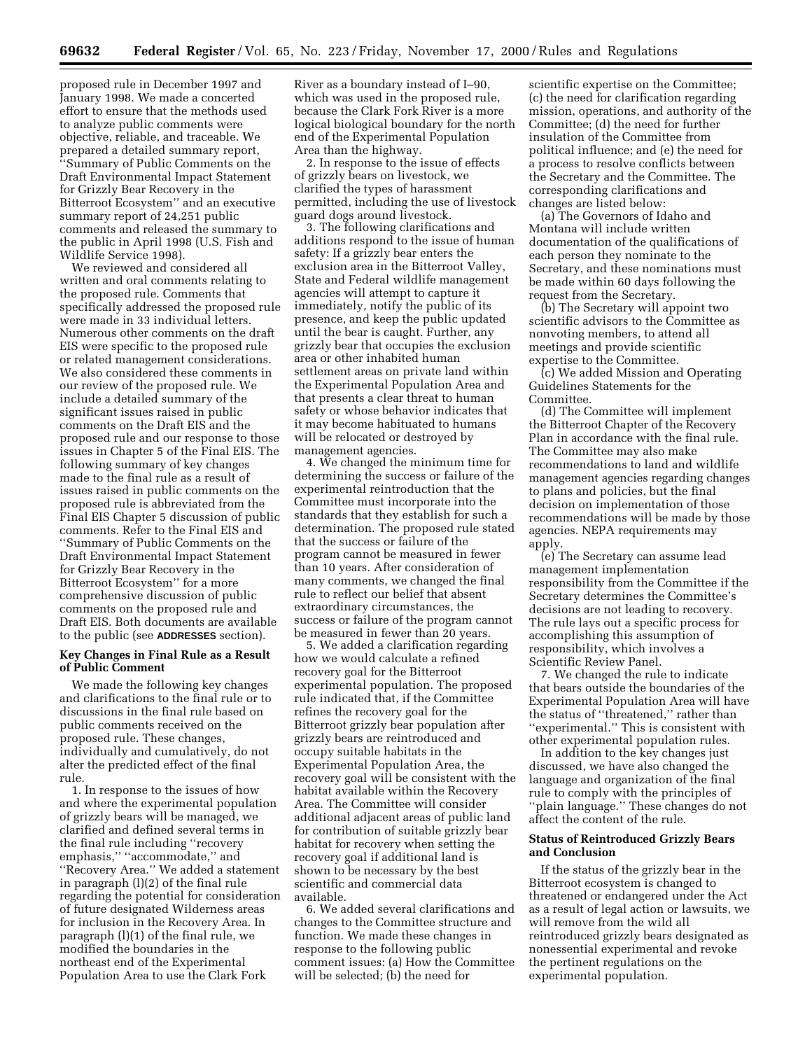proposed rule in December 1997 and January 1998. We made a concerted effort to ensure that the methods used to analyze public comments were objective, reliable, and traceable. We prepared a detailed summary report, ''Summary of Public Comments on the Draft Environmental Impact Statement for Grizzly Bear Recovery in the Bitterroot Ecosystem'' and an executive summary report of 24,251 public comments and released the summary to the public in April 1998 (U.S. Fish and Wildlife Service 1998).

We reviewed and considered all written and oral comments relating to the proposed rule. Comments that specifically addressed the proposed rule were made in 33 individual letters. Numerous other comments on the draft EIS were specific to the proposed rule or related management considerations. We also considered these comments in our review of the proposed rule. We include a detailed summary of the significant issues raised in public comments on the Draft EIS and the proposed rule and our response to those issues in Chapter 5 of the Final EIS. The following summary of key changes made to the final rule as a result of issues raised in public comments on the proposed rule is abbreviated from the Final EIS Chapter 5 discussion of public comments. Refer to the Final EIS and ''Summary of Public Comments on the Draft Environmental Impact Statement for Grizzly Bear Recovery in the Bitterroot Ecosystem'' for a more comprehensive discussion of public comments on the proposed rule and Draft EIS. Both documents are available to the public (see **ADDRESSES** section).

### Key Changes in Final Rule as a Result of Public Comment

We made the following key changes and clarifications to the final rule or to discussions in the final rule based on public comments received on the proposed rule. These changes, individually and cumulatively, do not alter the predicted effect of the final rule.

1. In response to the issues of how and where the experimental population of grizzly bears will be managed, we clarified and defined several terms in the final rule including ''recovery emphasis,'' ''accommodate,'' and ''Recovery Area.'' We added a statement in paragraph (l)(2) of the final rule regarding the potential for consideration of future designated Wilderness areas for inclusion in the Recovery Area. In paragraph (l)(1) of the final rule, we modified the boundaries in the northeast end of the Experimental Population Area to use the Clark Fork River as a boundary instead of I–90, which was used in the proposed rule, because the Clark Fork River is a more logical biological boundary for the north end of the Experimental Population Area than the highway.

2. In response to the issue of effects of grizzly bears on livestock, we clarified the types of harassment permitted, including the use of livestock guard dogs around livestock.

3. The following clarifications and additions respond to the issue of human safety: If a grizzly bear enters the exclusion area in the Bitterroot Valley, State and Federal wildlife management agencies will attempt to capture it immediately, notify the public of its presence, and keep the public updated until the bear is caught. Further, any grizzly bear that occupies the exclusion area or other inhabited human settlement areas on private land within the Experimental Population Area and that presents a clear threat to human safety or whose behavior indicates that it may become habituated to humans will be relocated or destroyed by management agencies.

4. We changed the minimum time for determining the success or failure of the experimental reintroduction that the Committee must incorporate into the standards that they establish for such a determination. The proposed rule stated that the success or failure of the program cannot be measured in fewer than 10 years. After consideration of many comments, we changed the final rule to reflect our belief that absent extraordinary circumstances, the success or failure of the program cannot be measured in fewer than 20 years.

5. We added a clarification regarding how we would calculate a refined recovery goal for the Bitterroot experimental population. The proposed rule indicated that, if the Committee refines the recovery goal for the Bitterroot grizzly bear population after grizzly bears are reintroduced and occupy suitable habitats in the Experimental Population Area, the recovery goal will be consistent with the habitat available within the Recovery Area. The Committee will consider additional adjacent areas of public land for contribution of suitable grizzly bear habitat for recovery when setting the recovery goal if additional land is shown to be necessary by the best scientific and commercial data available.

6. We added several clarifications and changes to the Committee structure and function. We made these changes in response to the following public comment issues: (a) How the Committee will be selected; (b) the need for scientific expertise on the Committee; (c) the need for clarification regarding mission, operations, and authority of the Committee; (d) the need for further insulation of the Committee from political influence; and (e) the need for a process to resolve conflicts between the Secretary and the Committee. The corresponding clarifications and changes are listed below:

(a) The Governors of Idaho and Montana will include written documentation of the qualifications of each person they nominate to the Secretary, and these nominations must be made within 60 days following the request from the Secretary.

(b) The Secretary will appoint two scientific advisors to the Committee as nonvoting members, to attend all meetings and provide scientific expertise to the Committee.

(c) We added Mission and Operating Guidelines Statements for the Committee.

(d) The Committee will implement the Bitterroot Chapter of the Recovery Plan in accordance with the final rule. The Committee may also make recommendations to land and wildlife management agencies regarding changes to plans and policies, but the final decision on implementation of those recommendations will be made by those agencies. NEPA requirements may apply.

(e) The Secretary can assume lead management implementation responsibility from the Committee if the Secretary determines the Committee's decisions are not leading to recovery. The rule lays out a specific process for accomplishing this assumption of responsibility, which involves a Scientific Review Panel.

7. We changed the rule to indicate that bears outside the boundaries of the Experimental Population Area will have the status of ''threatened,'' rather than ''experimental.'' This is consistent with other experimental population rules.

In addition to the key changes just discussed, we have also changed the language and organization of the final rule to comply with the principles of ''plain language.'' These changes do not affect the content of the rule.

### Status of Reintroduced Grizzly Bears and Conclusion

If the status of the grizzly bear in the Bitterroot ecosystem is changed to threatened or endangered under the Act as a result of legal action or lawsuits, we will remove from the wild all reintroduced grizzly bears designated as nonessential experimental and revoke the pertinent regulations on the experimental population.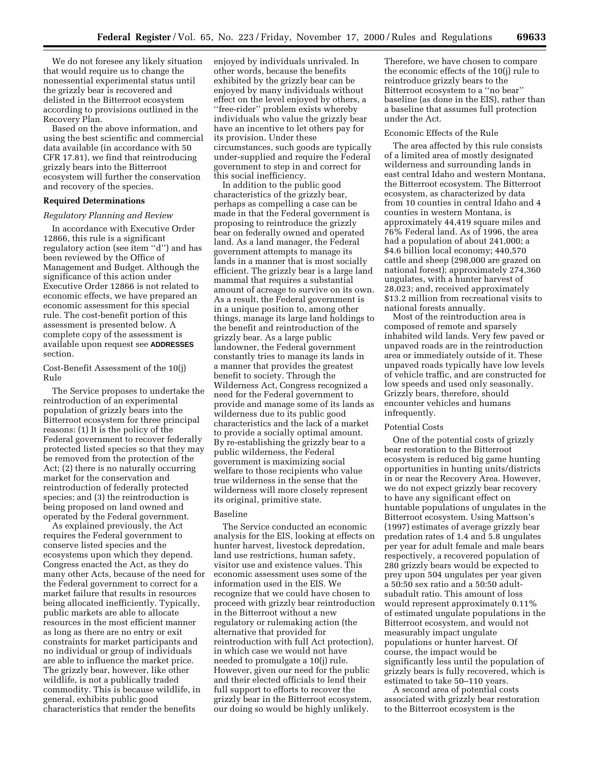We do not foresee any likely situation that would require us to change the nonessential experimental status until the grizzly bear is recovered and delisted in the Bitterroot ecosystem according to provisions outlined in the Recovery Plan.

Based on the above information, and using the best scientific and commercial data available (in accordance with 50 CFR 17.81), we find that reintroducing grizzly bears into the Bitterroot ecosystem will further the conservation and recovery of the species.

## Required Determinations

### *Regulatory Planning and Review*

In accordance with Executive Order 12866, this rule is a significant regulatory action (see item ''d'') and has been reviewed by the Office of Management and Budget. Although the significance of this action under Executive Order 12866 is not related to economic effects, we have prepared an economic assessment for this special rule. The cost-benefit portion of this assessment is presented below. A complete copy of the assessment is available upon request see **ADDRESSES** section.

#### Cost-Benefit Assessment of the 10(j) Rule

The Service proposes to undertake the reintroduction of an experimental population of grizzly bears into the Bitterroot ecosystem for three principal reasons: (1) It is the policy of the Federal government to recover federally protected listed species so that they may be removed from the protection of the Act; (2) there is no naturally occurring market for the conservation and reintroduction of federally protected species; and (3) the reintroduction is being proposed on land owned and operated by the Federal government.

As explained previously, the Act requires the Federal government to conserve listed species and the ecosystems upon which they depend. Congress enacted the Act, as they do many other Acts, because of the need for the Federal government to correct for a market failure that results in resources being allocated inefficiently. Typically, public markets are able to allocate resources in the most efficient manner as long as there are no entry or exit constraints for market participants and no individual or group of individuals are able to influence the market price. The grizzly bear, however, like other wildlife, is not a publically traded commodity. This is because wildlife, in general, exhibits public good characteristics that render the benefits enjoyed by individuals unrivaled. In other words, because the benefits exhibited by the grizzly bear can be enjoyed by many individuals without effect on the level enjoyed by others, a ''free-rider'' problem exists whereby individuals who value the grizzly bear have an incentive to let others pay for its provision. Under these circumstances, such goods are typically under-supplied and require the Federal government to step in and correct for this social inefficiency.

In addition to the public good characteristics of the grizzly bear, perhaps as compelling a case can be made in that the Federal government is proposing to reintroduce the grizzly bear on federally owned and operated land. As a land manager, the Federal government attempts to manage its lands in a manner that is most socially efficient. The grizzly bear is a large land mammal that requires a substantial amount of acreage to survive on its own. As a result, the Federal government is in a unique position to, among other things, manage its large land holdings to the benefit and reintroduction of the grizzly bear. As a large public landowner, the Federal government constantly tries to manage its lands in a manner that provides the greatest benefit to society. Through the Wilderness Act, Congress recognized a need for the Federal government to provide and manage some of its lands as wilderness due to its public good characteristics and the lack of a market to provide a socially optimal amount. By re-establishing the grizzly bear to a public wilderness, the Federal government is maximizing social welfare to those recipients who value true wilderness in the sense that the wilderness will more closely represent its original, primitive state.

#### Baseline

The Service conducted an economic analysis for the EIS, looking at effects on hunter harvest, livestock depredation, land use restrictions, human safety, visitor use and existence values. This economic assessment uses some of the information used in the EIS. We recognize that we could have chosen to proceed with grizzly bear reintroduction in the Bitterroot without a new regulatory or rulemaking action (the alternative that provided for reintroduction with full Act protection), in which case we would not have needed to promulgate a 10(j) rule. However, given our need for the public and their elected officials to lend their full support to efforts to recover the grizzly bear in the Bitterroot ecosystem, our doing so would be highly unlikely. Therefore, we have chosen to compare the economic effects of the 10(j) rule to reintroduce grizzly bears to the Bitterroot ecosystem to a ''no bear'' baseline (as done in the EIS), rather than a baseline that assumes full protection under the Act.

#### Economic Effects of the Rule

The area affected by this rule consists of a limited area of mostly designated wilderness and surrounding lands in east central Idaho and western Montana, the Bitterroot ecosystem. The Bitterroot ecosystem, as characterized by data from 10 counties in central Idaho and 4 counties in western Montana, is approximately 44,419 square miles and 76% Federal land. As of 1996, the area had a population of about 241,000; a $4.6 billion local economy; 440,570 cattle and sheep (298,000 are grazed on national forest); approximately 274,360 ungulates, with a hunter harvest of 28,023; and, received approximately $13.2 million from recreational visits to national forests annually.

Most of the reintroduction area is composed of remote and sparsely inhabited wild lands. Very few paved or unpaved roads are in the reintroduction area or immediately outside of it. These unpaved roads typically have low levels of vehicle traffic, and are constructed for low speeds and used only seasonally. Grizzly bears, therefore, should encounter vehicles and humans infrequently.

#### Potential Costs

One of the potential costs of grizzly bear restoration to the Bitterroot ecosystem is reduced big game hunting opportunities in hunting units/districts in or near the Recovery Area. However, we do not expect grizzly bear recovery to have any significant effect on huntable populations of ungulates in the Bitterroot ecosystem. Using Mattson's (1997) estimates of average grizzly bear predation rates of 1.4 and 5.8 ungulates per year for adult female and male bears respectively, a recovered population of 280 grizzly bears would be expected to prey upon 504 ungulates per year given a 50:50 sex ratio and a 50:50 adult-subadult ratio. This amount of loss would represent approximately 0.11% of estimated ungulate populations in the Bitterroot ecosystem, and would not measurably impact ungulate populations or hunter harvest. Of course, the impact would be significantly less until the population of grizzly bears is fully recovered, which is estimated to take 50–110 years.

A second area of potential costs associated with grizzly bear restoration to the Bitterroot ecosystem is the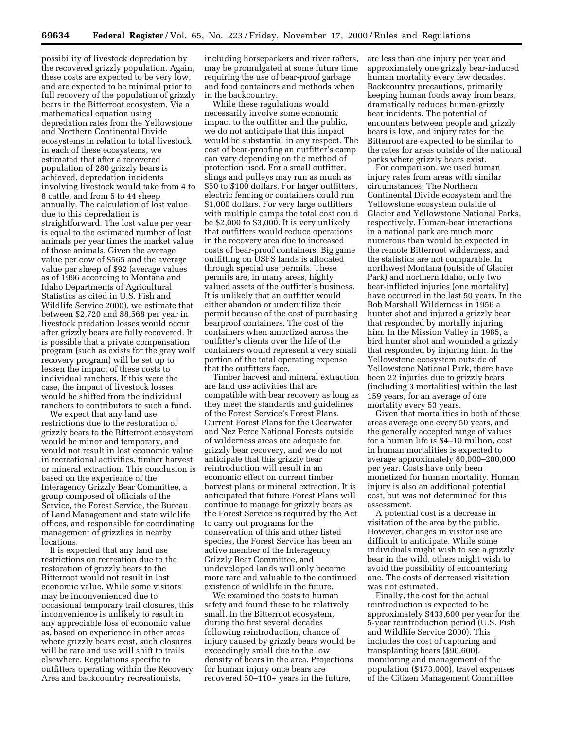possibility of livestock depredation by the recovered grizzly population. Again, these costs are expected to be very low, and are expected to be minimal prior to full recovery of the population of grizzly bears in the Bitterroot ecosystem. Via a mathematical equation using depredation rates from the Yellowstone and Northern Continental Divide ecosystems in relation to total livestock in each of these ecosystems, we estimated that after a recovered population of 280 grizzly bears is achieved, depredation incidents involving livestock would take from 4 to 8 cattle, and from 5 to 44 sheep annually. The calculation of lost value due to this depredation is straightforward. The lost value per year is equal to the estimated number of lost animals per year times the market value of those animals. Given the average value per cow of $565 and the average value per sheep of $92 (average values as of 1996 according to Montana and Idaho Departments of Agricultural Statistics as cited in U.S. Fish and Wildlife Service 2000), we estimate that between $2,720 and $8,568 per year in livestock predation losses would occur after grizzly bears are fully recovered. It is possible that a private compensation program (such as exists for the gray wolf recovery program) will be set up to lessen the impact of these costs to individual ranchers. If this were the case, the impact of livestock losses would be shifted from the individual ranchers to contributors to such a fund.

We expect that any land use restrictions due to the restoration of grizzly bears to the Bitterroot ecosystem would be minor and temporary, and would not result in lost economic value in recreational activities, timber harvest, or mineral extraction. This conclusion is based on the experience of the Interagency Grizzly Bear Committee, a group composed of officials of the Service, the Forest Service, the Bureau of Land Management and state wildlife offices, and responsible for coordinating management of grizzlies in nearby locations.

It is expected that any land use restrictions on recreation due to the restoration of grizzly bears to the Bitterroot would not result in lost economic value. While some visitors may be inconvenienced due to occasional temporary trail closures, this inconvenience is unlikely to result in any appreciable loss of economic value as, based on experience in other areas where grizzly bears exist, such closures will be rare and use will shift to trails elsewhere. Regulations specific to outfitters operating within the Recovery Area and backcountry recreationists, including horsepackers and river rafters, may be promulgated at some future time requiring the use of bear-proof garbage and food containers and methods when in the backcountry.

While these regulations would necessarily involve some economic impact to the outfitter and the public, we do not anticipate that this impact would be substantial in any respect. The cost of bear-proofing an outfitter's camp can vary depending on the method of protection used. For a small outfitter, slings and pulleys may run as much as $50 to $100 dollars. For larger outfitters, electric fencing or containers could run $1,000 dollars. For very large outfitters with multiple camps the total cost could be $2,000 to $3,000. It is very unlikely that outfitters would reduce operations in the recovery area due to increased costs of bear-proof containers. Big game outfitting on USFS lands is allocated through special use permits. These permits are, in many areas, highly valued assets of the outfitter's business. It is unlikely that an outfitter would either abandon or underutilize their permit because of the cost of purchasing bearproof containers. The cost of the containers when amortized across the outfitter's clients over the life of the containers would represent a very small portion of the total operating expense that the outfitters face.

Timber harvest and mineral extraction are land use activities that are compatible with bear recovery as long as they meet the standards and guidelines of the Forest Service's Forest Plans. Current Forest Plans for the Clearwater and Nez Perce National Forests outside of wilderness areas are adequate for grizzly bear recovery, and we do not anticipate that this grizzly bear reintroduction will result in an economic effect on current timber harvest plans or mineral extraction. It is anticipated that future Forest Plans will continue to manage for grizzly bears as the Forest Service is required by the Act to carry out programs for the conservation of this and other listed species, the Forest Service has been an active member of the Interagency Grizzly Bear Committee, and undeveloped lands will only become more rare and valuable to the continued existence of wildlife in the future.

We examined the costs to human safety and found these to be relatively small. In the Bitterroot ecosystem, during the first several decades following reintroduction, chance of injury caused by grizzly bears would be exceedingly small due to the low density of bears in the area. Projections for human injury once bears are recovered 50–110+ years in the future, are less than one injury per year and approximately one grizzly bear-induced human mortality every few decades. Backcountry precautions, primarily keeping human foods away from bears, dramatically reduces human-grizzly bear incidents. The potential of encounters between people and grizzly bears is low, and injury rates for the Bitterroot are expected to be similar to the rates for areas outside of the national parks where grizzly bears exist.

For comparison, we used human injury rates from areas with similar circumstances: The Northern Continental Divide ecosystem and the Yellowstone ecosystem outside of Glacier and Yellowstone National Parks, respectively. Human-bear interactions in a national park are much more numerous than would be expected in the remote Bitterroot wilderness, and the statistics are not comparable. In northwest Montana (outside of Glacier Park) and northern Idaho, only two bear-inflicted injuries (one mortality) have occurred in the last 50 years. In the Bob Marshall Wilderness in 1956 a hunter shot and injured a grizzly bear that responded by mortally injuring him. In the Mission Valley in 1985, a bird hunter shot and wounded a grizzly that responded by injuring him. In the Yellowstone ecosystem outside of Yellowstone National Park, there have been 22 injuries due to grizzly bears (including 3 mortalities) within the last 159 years, for an average of one mortality every 53 years.

Given that mortalities in both of these areas average one every 50 years, and the generally accepted range of values for a human life is $4–10 million, cost in human mortalities is expected to average approximately 80,000–200,000 per year. Costs have only been monetized for human mortality. Human injury is also an additional potential cost, but was not determined for this assessment.

A potential cost is a decrease in visitation of the area by the public. However, changes in visitor use are difficult to anticipate. While some individuals might wish to see a grizzly bear in the wild, others might wish to avoid the possibility of encountering one. The costs of decreased visitation was not estimated.

Finally, the cost for the actual reintroduction is expected to be approximately $433,600 per year for the 5-year reintroduction period (U.S. Fish and Wildlife Service 2000). This includes the cost of capturing and transplanting bears ($90,600), monitoring and management of the population ($173,000), travel expenses of the Citizen Management Committee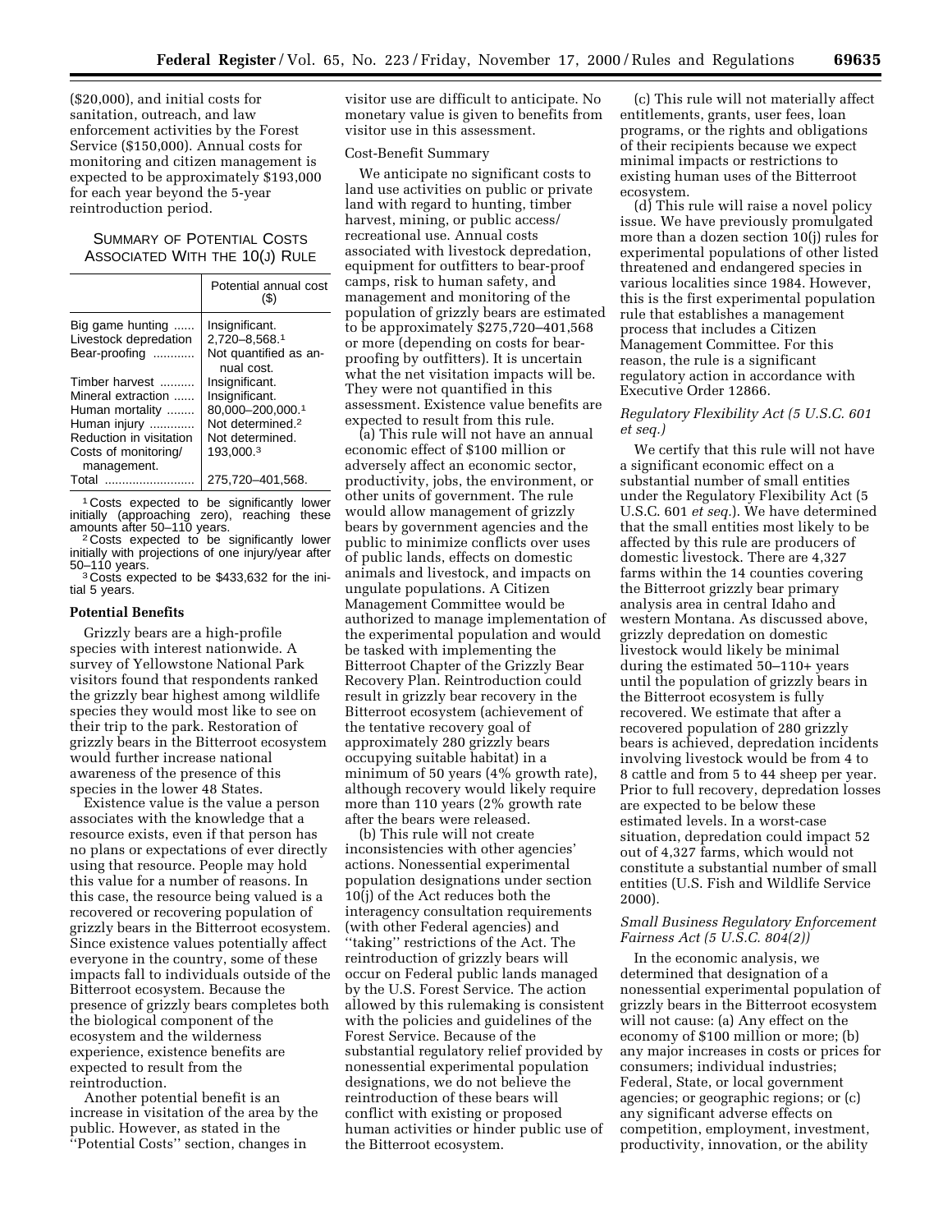($20,000), and initial costs for sanitation, outreach, and law enforcement activities by the Forest Service ($150,000). Annual costs for monitoring and citizen management is expected to be approximately $193,000 for each year beyond the 5-year reintroduction period.

SUMMARY OF POTENTIAL COSTS ASSOCIATED WITH THE 10(J) RULE

| | Potential annual cost ($) |
|---|---|
| Big game hunting | Insignificant. |
| Livestock depredation | 2,720–8,568.[1] |
| Bear-proofing | Not quantified as annual cost. |
| Timber harvest | Insignificant. |
| Mineral extraction | Insignificant. |
| Human mortality | 80,000–200,000.[1] |
| Human injury | Not determined.[2] |
| Reduction in visitation | Not determined. |
| Costs of monitoring/ management. | 193,000.[3] |
| Total | 275,720–401,568. |

[1] Costs expected to be significantly lower initially (approaching zero), reaching these amounts after 50–110 years.

[2] Costs expected to be significantly lower initially with projections of one injury/year after 50–110 years.

[3] Costs expected to be $433,632 for the initial 5 years.

**Potential Benefits**

Grizzly bears are a high-profile species with interest nationwide. A survey of Yellowstone National Park visitors found that respondents ranked the grizzly bear highest among wildlife species they would most like to see on their trip to the park. Restoration of grizzly bears in the Bitterroot ecosystem would further increase national awareness of the presence of this species in the lower 48 States.

Existence value is the value a person associates with the knowledge that a resource exists, even if that person has no plans or expectations of ever directly using that resource. People may hold this value for a number of reasons. In this case, the resource being valued is a recovered or recovering population of grizzly bears in the Bitterroot ecosystem. Since existence values potentially affect everyone in the country, some of these impacts fall to individuals outside of the Bitterroot ecosystem. Because the presence of grizzly bears completes both the biological component of the ecosystem and the wilderness experience, existence benefits are expected to result from the reintroduction.

Another potential benefit is an increase in visitation of the area by the public. However, as stated in the ''Potential Costs'' section, changes in visitor use are difficult to anticipate. No monetary value is given to benefits from visitor use in this assessment.

Cost-Benefit Summary

We anticipate no significant costs to land use activities on public or private land with regard to hunting, timber harvest, mining, or public access/ recreational use. Annual costs associated with livestock depredation, equipment for outfitters to bear-proof camps, risk to human safety, and management and monitoring of the population of grizzly bears are estimated to be approximately $275,720–401,568 or more (depending on costs for bear-proofing by outfitters). It is uncertain what the net visitation impacts will be. They were not quantified in this assessment. Existence value benefits are expected to result from this rule.

(a) This rule will not have an annual economic effect of $100 million or adversely affect an economic sector, productivity, jobs, the environment, or other units of government. The rule would allow management of grizzly bears by government agencies and the public to minimize conflicts over uses of public lands, effects on domestic animals and livestock, and impacts on ungulate populations. A Citizen Management Committee would be authorized to manage implementation of the experimental population and would be tasked with implementing the Bitterroot Chapter of the Grizzly Bear Recovery Plan. Reintroduction could result in grizzly bear recovery in the Bitterroot ecosystem (achievement of the tentative recovery goal of approximately 280 grizzly bears occupying suitable habitat) in a minimum of 50 years (4% growth rate), although recovery would likely require more than 110 years (2% growth rate after the bears were released.

(b) This rule will not create inconsistencies with other agencies' actions. Nonessential experimental population designations under section 10(j) of the Act reduces both the interagency consultation requirements (with other Federal agencies) and ''taking'' restrictions of the Act. The reintroduction of grizzly bears will occur on Federal public lands managed by the U.S. Forest Service. The action allowed by this rulemaking is consistent with the policies and guidelines of the Forest Service. Because of the substantial regulatory relief provided by nonessential experimental population designations, we do not believe the reintroduction of these bears will conflict with existing or proposed human activities or hinder public use of the Bitterroot ecosystem.

(c) This rule will not materially affect entitlements, grants, user fees, loan programs, or the rights and obligations of their recipients because we expect minimal impacts or restrictions to existing human uses of the Bitterroot ecosystem.

(d) This rule will raise a novel policy issue. We have previously promulgated more than a dozen section 10(j) rules for experimental populations of other listed threatened and endangered species in various localities since 1984. However, this is the first experimental population rule that establishes a management process that includes a Citizen Management Committee. For this reason, the rule is a significant regulatory action in accordance with Executive Order 12866.

*Regulatory Flexibility Act (5 U.S.C. 601 et seq.)*

We certify that this rule will not have a significant economic effect on a substantial number of small entities under the Regulatory Flexibility Act (5 U.S.C. 601 *et seq.*). We have determined that the small entities most likely to be affected by this rule are producers of domestic livestock. There are 4,327 farms within the 14 counties covering the Bitterroot grizzly bear primary analysis area in central Idaho and western Montana. As discussed above, grizzly depredation on domestic livestock would likely be minimal during the estimated 50–110+ years until the population of grizzly bears in the Bitterroot ecosystem is fully recovered. We estimate that after a recovered population of 280 grizzly bears is achieved, depredation incidents involving livestock would be from 4 to 8 cattle and from 5 to 44 sheep per year. Prior to full recovery, depredation losses are expected to be below these estimated levels. In a worst-case situation, depredation could impact 52 out of 4,327 farms, which would not constitute a substantial number of small entities (U.S. Fish and Wildlife Service 2000).

*Small Business Regulatory Enforcement Fairness Act (5 U.S.C. 804(2))*

In the economic analysis, we determined that designation of a nonessential experimental population of grizzly bears in the Bitterroot ecosystem will not cause: (a) Any effect on the economy of $100 million or more; (b) any major increases in costs or prices for consumers; individual industries; Federal, State, or local government agencies; or geographic regions; or (c) any significant adverse effects on competition, employment, investment, productivity, innovation, or the ability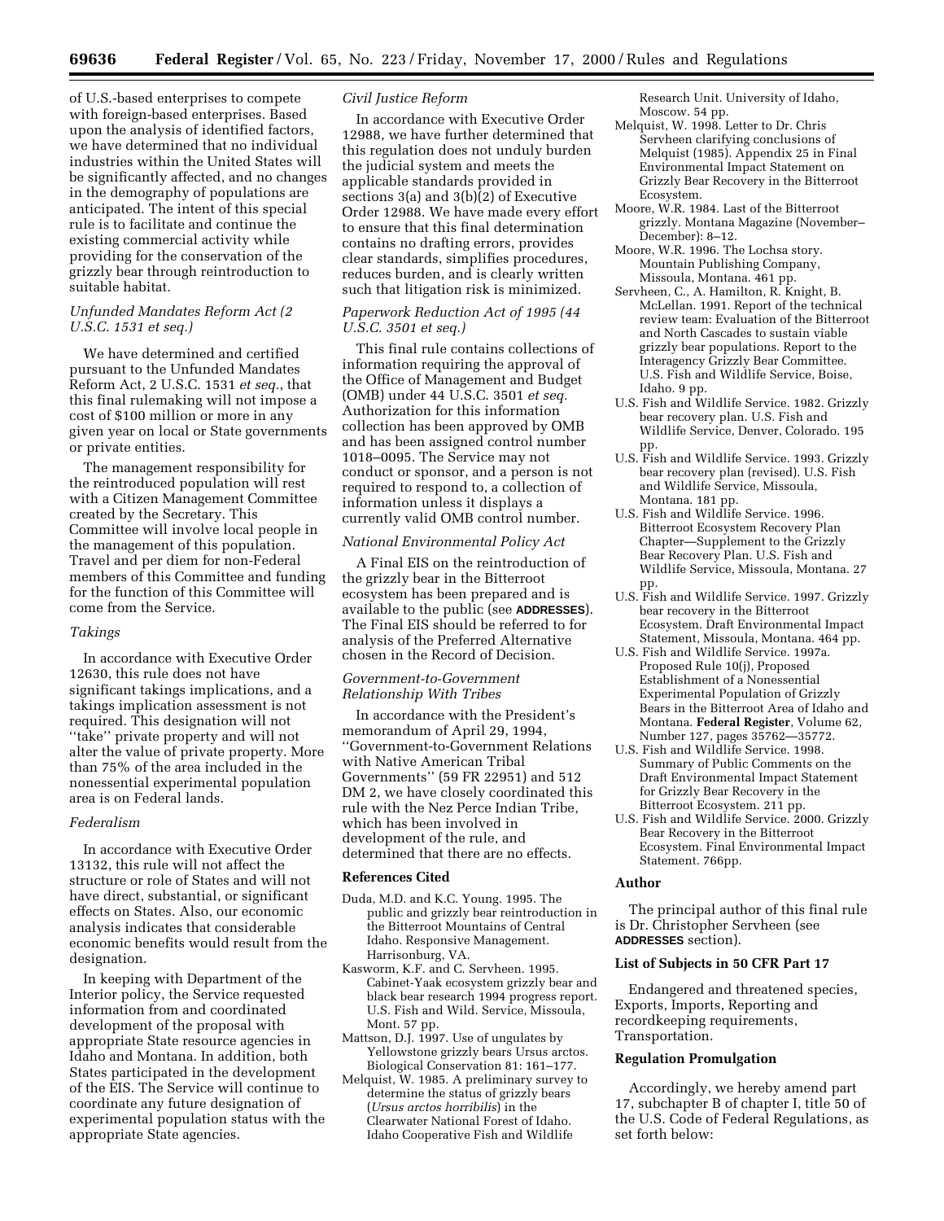of U.S.-based enterprises to compete with foreign-based enterprises. Based upon the analysis of identified factors, we have determined that no individual industries within the United States will be significantly affected, and no changes in the demography of populations are anticipated. The intent of this special rule is to facilitate and continue the existing commercial activity while providing for the conservation of the grizzly bear through reintroduction to suitable habitat.

### *Unfunded Mandates Reform Act (2 U.S.C. 1531 et seq.)*

We have determined and certified pursuant to the Unfunded Mandates Reform Act, 2 U.S.C. 1531 *et seq.*, that this final rulemaking will not impose a cost of $100 million or more in any given year on local or State governments or private entities.

The management responsibility for the reintroduced population will rest with a Citizen Management Committee created by the Secretary. This Committee will involve local people in the management of this population. Travel and per diem for non-Federal members of this Committee and funding for the function of this Committee will come from the Service.

### *Takings*

In accordance with Executive Order 12630, this rule does not have significant takings implications, and a takings implication assessment is not required. This designation will not ''take'' private property and will not alter the value of private property. More than 75% of the area included in the nonessential experimental population area is on Federal lands.

### *Federalism*

In accordance with Executive Order 13132, this rule will not affect the structure or role of States and will not have direct, substantial, or significant effects on States. Also, our economic analysis indicates that considerable economic benefits would result from the designation.

In keeping with Department of the Interior policy, the Service requested information from and coordinated development of the proposal with appropriate State resource agencies in Idaho and Montana. In addition, both States participated in the development of the EIS. The Service will continue to coordinate any future designation of experimental population status with the appropriate State agencies.

### *Civil Justice Reform*

In accordance with Executive Order 12988, we have further determined that this regulation does not unduly burden the judicial system and meets the applicable standards provided in sections 3(a) and 3(b)(2) of Executive Order 12988. We have made every effort to ensure that this final determination contains no drafting errors, provides clear standards, simplifies procedures, reduces burden, and is clearly written such that litigation risk is minimized.

### *Paperwork Reduction Act of 1995 (44 U.S.C. 3501 et seq.)*

This final rule contains collections of information requiring the approval of the Office of Management and Budget (OMB) under 44 U.S.C. 3501 *et seq.* Authorization for this information collection has been approved by OMB and has been assigned control number 1018–0095. The Service may not conduct or sponsor, and a person is not required to respond to, a collection of information unless it displays a currently valid OMB control number.

### *National Environmental Policy Act*

A Final EIS on the reintroduction of the grizzly bear in the Bitterroot ecosystem has been prepared and is available to the public (see **ADDRESSES**). The Final EIS should be referred to for analysis of the Preferred Alternative chosen in the Record of Decision.

### *Government-to-Government Relationship With Tribes*

In accordance with the President's memorandum of April 29, 1994, ''Government-to-Government Relations with Native American Tribal Governments'' (59 FR 22951) and 512 DM 2, we have closely coordinated this rule with the Nez Perce Indian Tribe, which has been involved in development of the rule, and determined that there are no effects.

## References Cited

Duda, M.D. and K.C. Young. 1995. The public and grizzly bear reintroduction in the Bitterroot Mountains of Central Idaho. Responsive Management. Harrisonburg, VA.

Kasworm, K.F. and C. Servheen. 1995. Cabinet-Yaak ecosystem grizzly bear and black bear research 1994 progress report. U.S. Fish and Wild. Service, Missoula, Mont. 57 pp.

Mattson, D.J. 1997. Use of ungulates by Yellowstone grizzly bears Ursus arctos. Biological Conservation 81: 161–177.

Melquist, W. 1985. A preliminary survey to determine the status of grizzly bears (*Ursus arctos horribilis*) in the Clearwater National Forest of Idaho. Idaho Cooperative Fish and Wildlife Research Unit. University of Idaho, Moscow. 54 pp.

Melquist, W. 1998. Letter to Dr. Chris Servheen clarifying conclusions of Melquist (1985). Appendix 25 in Final Environmental Impact Statement on Grizzly Bear Recovery in the Bitterroot Ecosystem.

Moore, W.R. 1984. Last of the Bitterroot grizzly. Montana Magazine (November–December): 8–12.

Moore, W.R. 1996. The Lochsa story. Mountain Publishing Company, Missoula, Montana. 461 pp.

Servheen, C., A. Hamilton, R. Knight, B. McLellan. 1991. Report of the technical review team: Evaluation of the Bitterroot and North Cascades to sustain viable grizzly bear populations. Report to the Interagency Grizzly Bear Committee. U.S. Fish and Wildlife Service, Boise, Idaho. 9 pp.

U.S. Fish and Wildlife Service. 1982. Grizzly bear recovery plan. U.S. Fish and Wildlife Service, Denver, Colorado. 195 pp.

U.S. Fish and Wildlife Service. 1993. Grizzly bear recovery plan (revised). U.S. Fish and Wildlife Service, Missoula, Montana. 181 pp.

U.S. Fish and Wildlife Service. 1996. Bitterroot Ecosystem Recovery Plan Chapter—Supplement to the Grizzly Bear Recovery Plan. U.S. Fish and Wildlife Service, Missoula, Montana. 27 pp.

U.S. Fish and Wildlife Service. 1997. Grizzly bear recovery in the Bitterroot Ecosystem. Draft Environmental Impact Statement, Missoula, Montana. 464 pp.

U.S. Fish and Wildlife Service. 1997a. Proposed Rule 10(j), Proposed Establishment of a Nonessential Experimental Population of Grizzly Bears in the Bitterroot Area of Idaho and Montana. **Federal Register**, Volume 62, Number 127, pages 35762—35772.

U.S. Fish and Wildlife Service. 1998. Summary of Public Comments on the Draft Environmental Impact Statement for Grizzly Bear Recovery in the Bitterroot Ecosystem. 211 pp.

U.S. Fish and Wildlife Service. 2000. Grizzly Bear Recovery in the Bitterroot Ecosystem. Final Environmental Impact Statement. 766pp.

## Author

The principal author of this final rule is Dr. Christopher Servheen (see **ADDRESSES** section).

## List of Subjects in 50 CFR Part 17

Endangered and threatened species, Exports, Imports, Reporting and recordkeeping requirements, Transportation.

## Regulation Promulgation

Accordingly, we hereby amend part 17, subchapter B of chapter I, title 50 of the U.S. Code of Federal Regulations, as set forth below: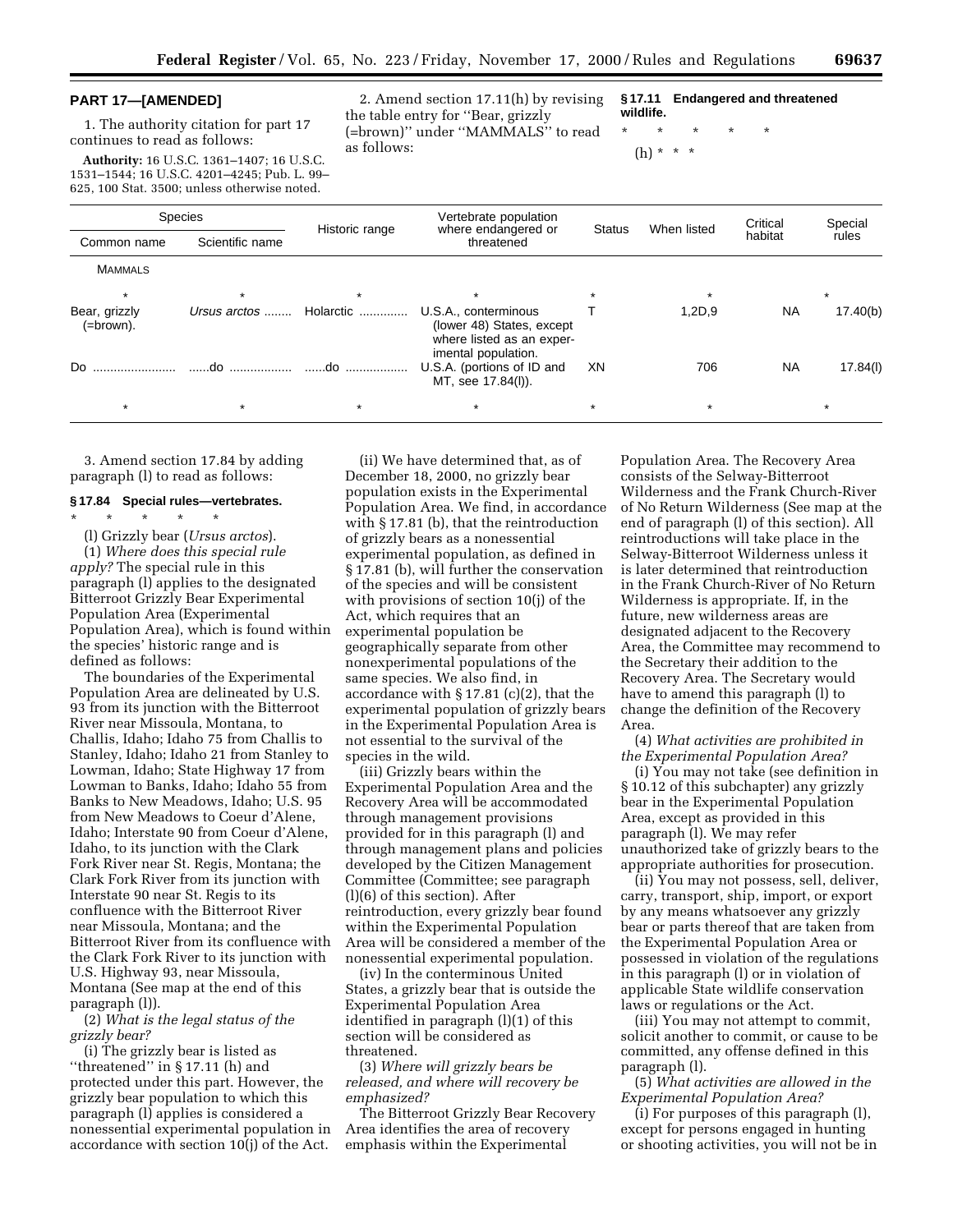## PART 17—[AMENDED]

1. The authority citation for part 17 continues to read as follows:

**Authority:** 16 U.S.C. 1361–1407; 16 U.S.C. 1531–1544; 16 U.S.C. 4201–4245; Pub. L. 99–625, 100 Stat. 3500; unless otherwise noted.

2. Amend section 17.11(h) by revising the table entry for ''Bear, grizzly (=brown)'' under ''MAMMALS'' to read as follows:

**§ 17.11 Endangered and threatened wildlife.**

\* \* \* \* \*

(h) \* \* \*

| Species | | Historic range | Vertebrate population where endangered or threatened | Status | When listed | Critical habitat | Special rules |
|---|---|---|---|---|---|---|---|
| Common name | Scientific name | | | | | | |
| MAMMALS | | | | | | | |
| * | * | * | * | * | * | | * |
| Bear, grizzly (=brown). | *Ursus arctos* ........ | Holarctic ............. | U.S.A., conterminous (lower 48) States, except where listed as an experimental population. | T | 1,2D,9 | NA | 17.40(b) |
| Do ....................... | ......do ................. | ......do ................. | U.S.A. (portions of ID and MT, see 17.84(l)). | XN | 706 | NA | 17.84(l) |
| * | * | * | * | * | * | | * |

3. Amend section 17.84 by adding paragraph (l) to read as follows:

**§ 17.84 Special rules—vertebrates.**

\* \* \* \* \*

(l) Grizzly bear (*Ursus arctos*).

(1) *Where does this special rule apply?* The special rule in this paragraph (l) applies to the designated Bitterroot Grizzly Bear Experimental Population Area (Experimental Population Area), which is found within the species' historic range and is defined as follows:

The boundaries of the Experimental Population Area are delineated by U.S. 93 from its junction with the Bitterroot River near Missoula, Montana, to Challis, Idaho; Idaho 75 from Challis to Stanley, Idaho; Idaho 21 from Stanley to Lowman, Idaho; State Highway 17 from Lowman to Banks, Idaho; Idaho 55 from Banks to New Meadows, Idaho; U.S. 95 from New Meadows to Coeur d'Alene, Idaho; Interstate 90 from Coeur d'Alene, Idaho, to its junction with the Clark Fork River near St. Regis, Montana; the Clark Fork River from its junction with Interstate 90 near St. Regis to its confluence with the Bitterroot River near Missoula, Montana; and the Bitterroot River from its confluence with the Clark Fork River to its junction with U.S. Highway 93, near Missoula, Montana (See map at the end of this paragraph (l)).

(2) *What is the legal status of the grizzly bear?*

(i) The grizzly bear is listed as ''threatened'' in § 17.11 (h) and protected under this part. However, the grizzly bear population to which this paragraph (l) applies is considered a nonessential experimental population in accordance with section 10(j) of the Act.

(ii) We have determined that, as of December 18, 2000, no grizzly bear population exists in the Experimental Population Area. We find, in accordance with § 17.81 (b), that the reintroduction of grizzly bears as a nonessential experimental population, as defined in § 17.81 (b), will further the conservation of the species and will be consistent with provisions of section 10(j) of the Act, which requires that an experimental population be geographically separate from other nonexperimental populations of the same species. We also find, in accordance with § 17.81 (c)(2), that the experimental population of grizzly bears in the Experimental Population Area is not essential to the survival of the species in the wild.

(iii) Grizzly bears within the Experimental Population Area and the Recovery Area will be accommodated through management provisions provided for in this paragraph (l) and through management plans and policies developed by the Citizen Management Committee (Committee; see paragraph (l)(6) of this section). After reintroduction, every grizzly bear found within the Experimental Population Area will be considered a member of the nonessential experimental population.

(iv) In the conterminous United States, a grizzly bear that is outside the Experimental Population Area identified in paragraph (l)(1) of this section will be considered as threatened.

(3) *Where will grizzly bears be released, and where will recovery be emphasized?*

The Bitterroot Grizzly Bear Recovery Area identifies the area of recovery emphasis within the Experimental Population Area. The Recovery Area consists of the Selway-Bitterroot Wilderness and the Frank Church-River of No Return Wilderness (See map at the end of paragraph (l) of this section). All reintroductions will take place in the Selway-Bitterroot Wilderness unless it is later determined that reintroduction in the Frank Church-River of No Return Wilderness is appropriate. If, in the future, new wilderness areas are designated adjacent to the Recovery Area, the Committee may recommend to the Secretary their addition to the Recovery Area. The Secretary would have to amend this paragraph (l) to change the definition of the Recovery Area.

(4) *What activities are prohibited in the Experimental Population Area?*

(i) You may not take (see definition in § 10.12 of this subchapter) any grizzly bear in the Experimental Population Area, except as provided in this paragraph (l). We may refer unauthorized take of grizzly bears to the appropriate authorities for prosecution.

(ii) You may not possess, sell, deliver, carry, transport, ship, import, or export by any means whatsoever any grizzly bear or parts thereof that are taken from the Experimental Population Area or possessed in violation of the regulations in this paragraph (l) or in violation of applicable State wildlife conservation laws or regulations or the Act.

(iii) You may not attempt to commit, solicit another to commit, or cause to be committed, any offense defined in this paragraph (l).

(5) *What activities are allowed in the Experimental Population Area?*

(i) For purposes of this paragraph (l), except for persons engaged in hunting or shooting activities, you will not be in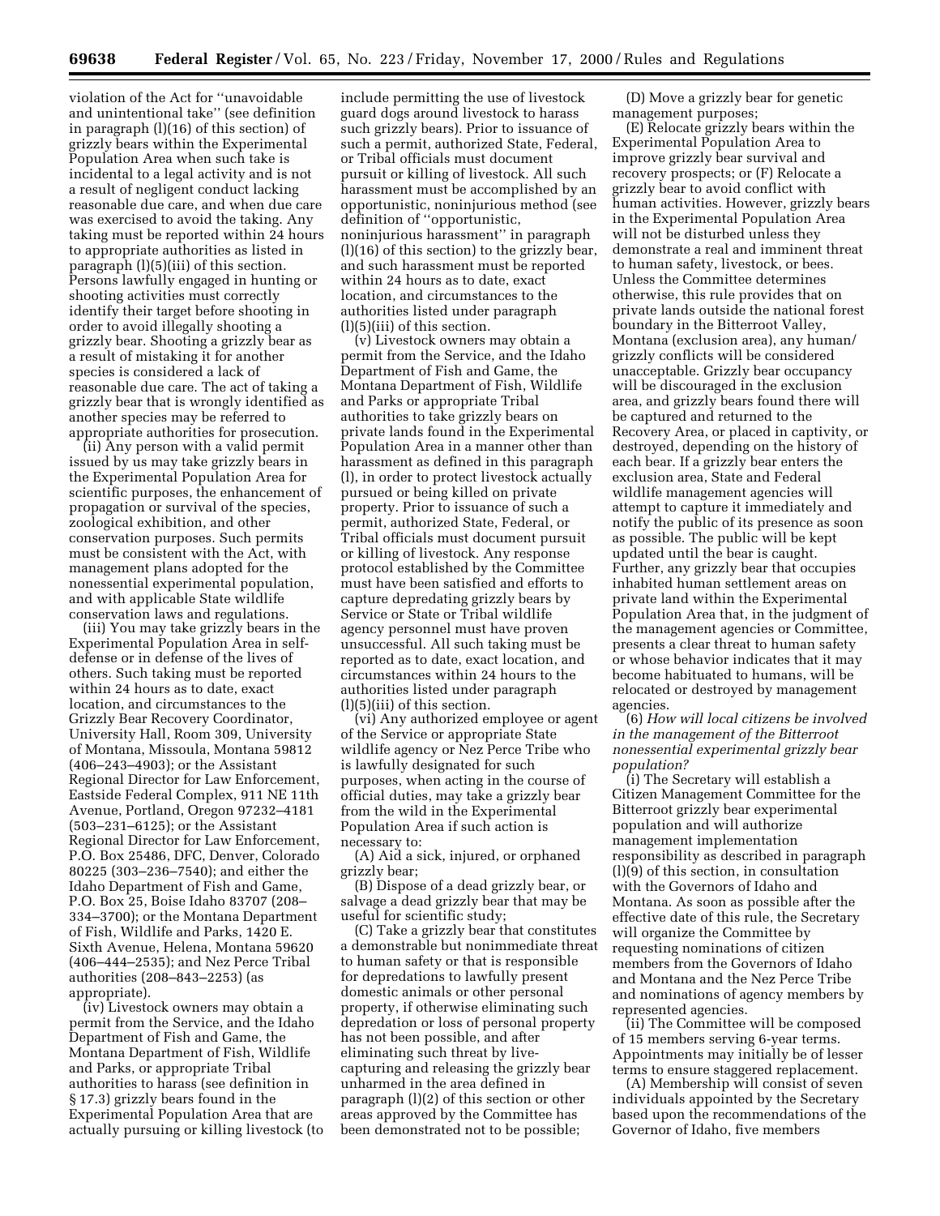violation of the Act for ''unavoidable and unintentional take'' (see definition in paragraph (l)(16) of this section) of grizzly bears within the Experimental Population Area when such take is incidental to a legal activity and is not a result of negligent conduct lacking reasonable due care, and when due care was exercised to avoid the taking. Any taking must be reported within 24 hours to appropriate authorities as listed in paragraph (l)(5)(iii) of this section. Persons lawfully engaged in hunting or shooting activities must correctly identify their target before shooting in order to avoid illegally shooting a grizzly bear. Shooting a grizzly bear as a result of mistaking it for another species is considered a lack of reasonable due care. The act of taking a grizzly bear that is wrongly identified as another species may be referred to appropriate authorities for prosecution.

(ii) Any person with a valid permit issued by us may take grizzly bears in the Experimental Population Area for scientific purposes, the enhancement of propagation or survival of the species, zoological exhibition, and other conservation purposes. Such permits must be consistent with the Act, with management plans adopted for the nonessential experimental population, and with applicable State wildlife conservation laws and regulations.

(iii) You may take grizzly bears in the Experimental Population Area in self-defense or in defense of the lives of others. Such taking must be reported within 24 hours as to date, exact location, and circumstances to the Grizzly Bear Recovery Coordinator, University Hall, Room 309, University of Montana, Missoula, Montana 59812 (406–243–4903); or the Assistant Regional Director for Law Enforcement, Eastside Federal Complex, 911 NE 11th Avenue, Portland, Oregon 97232–4181 (503–231–6125); or the Assistant Regional Director for Law Enforcement, P.O. Box 25486, DFC, Denver, Colorado 80225 (303–236–7540); and either the Idaho Department of Fish and Game, P.O. Box 25, Boise Idaho 83707 (208–334–3700); or the Montana Department of Fish, Wildlife and Parks, 1420 E. Sixth Avenue, Helena, Montana 59620 (406–444–2535); and Nez Perce Tribal authorities (208–843–2253) (as appropriate).

(iv) Livestock owners may obtain a permit from the Service, and the Idaho Department of Fish and Game, the Montana Department of Fish, Wildlife and Parks, or appropriate Tribal authorities to harass (see definition in § 17.3) grizzly bears found in the Experimental Population Area that are actually pursuing or killing livestock (to include permitting the use of livestock guard dogs around livestock to harass such grizzly bears). Prior to issuance of such a permit, authorized State, Federal, or Tribal officials must document pursuit or killing of livestock. All such harassment must be accomplished by an opportunistic, noninjurious method (see definition of ''opportunistic, noninjurious harassment'' in paragraph (l)(16) of this section) to the grizzly bear, and such harassment must be reported within 24 hours as to date, exact location, and circumstances to the authorities listed under paragraph (l)(5)(iii) of this section.

(v) Livestock owners may obtain a permit from the Service, and the Idaho Department of Fish and Game, the Montana Department of Fish, Wildlife and Parks or appropriate Tribal authorities to take grizzly bears on private lands found in the Experimental Population Area in a manner other than harassment as defined in this paragraph (l), in order to protect livestock actually pursued or being killed on private property. Prior to issuance of such a permit, authorized State, Federal, or Tribal officials must document pursuit or killing of livestock. Any response protocol established by the Committee must have been satisfied and efforts to capture depredating grizzly bears by Service or State or Tribal wildlife agency personnel must have proven unsuccessful. All such taking must be reported as to date, exact location, and circumstances within 24 hours to the authorities listed under paragraph (l)(5)(iii) of this section.

(vi) Any authorized employee or agent of the Service or appropriate State wildlife agency or Nez Perce Tribe who is lawfully designated for such purposes, when acting in the course of official duties, may take a grizzly bear from the wild in the Experimental Population Area if such action is necessary to:

(A) Aid a sick, injured, or orphaned grizzly bear;

(B) Dispose of a dead grizzly bear, or salvage a dead grizzly bear that may be useful for scientific study;

(C) Take a grizzly bear that constitutes a demonstrable but nonimmediate threat to human safety or that is responsible for depredations to lawfully present domestic animals or other personal property, if otherwise eliminating such depredation or loss of personal property has not been possible, and after eliminating such threat by live-capturing and releasing the grizzly bear unharmed in the area defined in paragraph (l)(2) of this section or other areas approved by the Committee has been demonstrated not to be possible;

(D) Move a grizzly bear for genetic management purposes;

(E) Relocate grizzly bears within the Experimental Population Area to improve grizzly bear survival and recovery prospects; or (F) Relocate a grizzly bear to avoid conflict with human activities. However, grizzly bears in the Experimental Population Area will not be disturbed unless they demonstrate a real and imminent threat to human safety, livestock, or bees. Unless the Committee determines otherwise, this rule provides that on private lands outside the national forest boundary in the Bitterroot Valley, Montana (exclusion area), any human/grizzly conflicts will be considered unacceptable. Grizzly bear occupancy will be discouraged in the exclusion area, and grizzly bears found there will be captured and returned to the Recovery Area, or placed in captivity, or destroyed, depending on the history of each bear. If a grizzly bear enters the exclusion area, State and Federal wildlife management agencies will attempt to capture it immediately and notify the public of its presence as soon as possible. The public will be kept updated until the bear is caught. Further, any grizzly bear that occupies inhabited human settlement areas on private land within the Experimental Population Area that, in the judgment of the management agencies or Committee, presents a clear threat to human safety or whose behavior indicates that it may become habituated to humans, will be relocated or destroyed by management agencies.

(6) *How will local citizens be involved in the management of the Bitterroot nonessential experimental grizzly bear population?*

(i) The Secretary will establish a Citizen Management Committee for the Bitterroot grizzly bear experimental population and will authorize management implementation responsibility as described in paragraph (l)(9) of this section, in consultation with the Governors of Idaho and Montana. As soon as possible after the effective date of this rule, the Secretary will organize the Committee by requesting nominations of citizen members from the Governors of Idaho and Montana and the Nez Perce Tribe and nominations of agency members by represented agencies.

(ii) The Committee will be composed of 15 members serving 6-year terms. Appointments may initially be of lesser terms to ensure staggered replacement.

(A) Membership will consist of seven individuals appointed by the Secretary based upon the recommendations of the Governor of Idaho, five members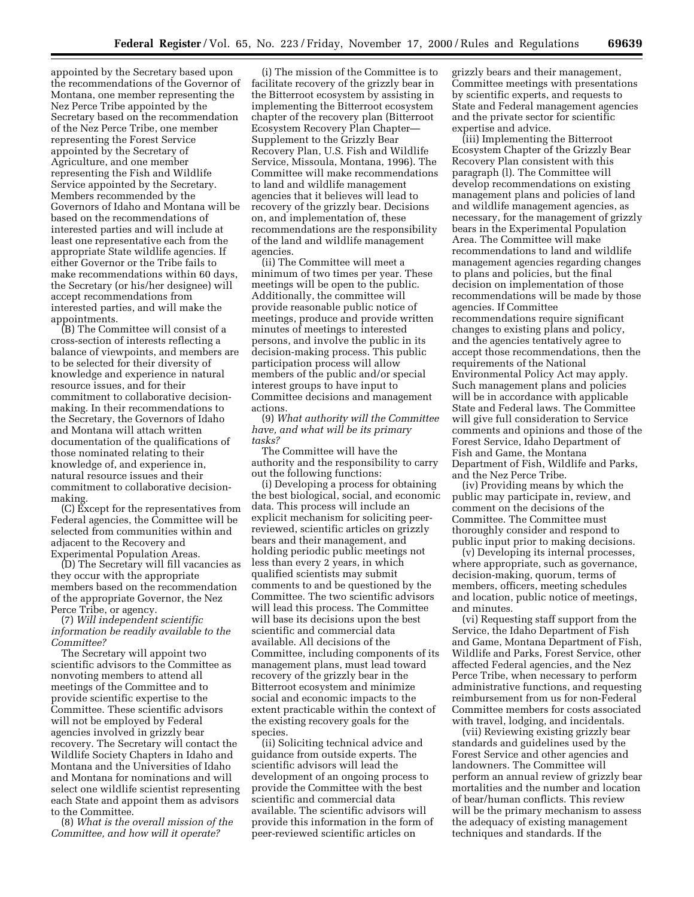appointed by the Secretary based upon the recommendations of the Governor of Montana, one member representing the Nez Perce Tribe appointed by the Secretary based on the recommendation of the Nez Perce Tribe, one member representing the Forest Service appointed by the Secretary of Agriculture, and one member representing the Fish and Wildlife Service appointed by the Secretary. Members recommended by the Governors of Idaho and Montana will be based on the recommendations of interested parties and will include at least one representative each from the appropriate State wildlife agencies. If either Governor or the Tribe fails to make recommendations within 60 days, the Secretary (or his/her designee) will accept recommendations from interested parties, and will make the appointments.

(B) The Committee will consist of a cross-section of interests reflecting a balance of viewpoints, and members are to be selected for their diversity of knowledge and experience in natural resource issues, and for their commitment to collaborative decision-making. In their recommendations to the Secretary, the Governors of Idaho and Montana will attach written documentation of the qualifications of those nominated relating to their knowledge of, and experience in, natural resource issues and their commitment to collaborative decision-making.

(C) Except for the representatives from Federal agencies, the Committee will be selected from communities within and adjacent to the Recovery and Experimental Population Areas.

(D) The Secretary will fill vacancies as they occur with the appropriate members based on the recommendation of the appropriate Governor, the Nez Perce Tribe, or agency.

(7) *Will independent scientific information be readily available to the Committee?*

The Secretary will appoint two scientific advisors to the Committee as nonvoting members to attend all meetings of the Committee and to provide scientific expertise to the Committee. These scientific advisors will not be employed by Federal agencies involved in grizzly bear recovery. The Secretary will contact the Wildlife Society Chapters in Idaho and Montana and the Universities of Idaho and Montana for nominations and will select one wildlife scientist representing each State and appoint them as advisors to the Committee.

(8) *What is the overall mission of the Committee, and how will it operate?*

(i) The mission of the Committee is to facilitate recovery of the grizzly bear in the Bitterroot ecosystem by assisting in implementing the Bitterroot ecosystem chapter of the recovery plan (Bitterroot Ecosystem Recovery Plan Chapter—Supplement to the Grizzly Bear Recovery Plan, U.S. Fish and Wildlife Service, Missoula, Montana, 1996). The Committee will make recommendations to land and wildlife management agencies that it believes will lead to recovery of the grizzly bear. Decisions on, and implementation of, these recommendations are the responsibility of the land and wildlife management agencies.

(ii) The Committee will meet a minimum of two times per year. These meetings will be open to the public. Additionally, the committee will provide reasonable public notice of meetings, produce and provide written minutes of meetings to interested persons, and involve the public in its decision-making process. This public participation process will allow members of the public and/or special interest groups to have input to Committee decisions and management actions.

(9) *What authority will the Committee have, and what will be its primary tasks?*

The Committee will have the authority and the responsibility to carry out the following functions:

(i) Developing a process for obtaining the best biological, social, and economic data. This process will include an explicit mechanism for soliciting peer-reviewed, scientific articles on grizzly bears and their management, and holding periodic public meetings not less than every 2 years, in which qualified scientists may submit comments to and be questioned by the Committee. The two scientific advisors will lead this process. The Committee will base its decisions upon the best scientific and commercial data available. All decisions of the Committee, including components of its management plans, must lead toward recovery of the grizzly bear in the Bitterroot ecosystem and minimize social and economic impacts to the extent practicable within the context of the existing recovery goals for the species.

(ii) Soliciting technical advice and guidance from outside experts. The scientific advisors will lead the development of an ongoing process to provide the Committee with the best scientific and commercial data available. The scientific advisors will provide this information in the form of peer-reviewed scientific articles on grizzly bears and their management, Committee meetings with presentations by scientific experts, and requests to State and Federal management agencies and the private sector for scientific expertise and advice.

(iii) Implementing the Bitterroot Ecosystem Chapter of the Grizzly Bear Recovery Plan consistent with this paragraph (l). The Committee will develop recommendations on existing management plans and policies of land and wildlife management agencies, as necessary, for the management of grizzly bears in the Experimental Population Area. The Committee will make recommendations to land and wildlife management agencies regarding changes to plans and policies, but the final decision on implementation of those recommendations will be made by those agencies. If Committee recommendations require significant changes to existing plans and policy, and the agencies tentatively agree to accept those recommendations, then the requirements of the National Environmental Policy Act may apply. Such management plans and policies will be in accordance with applicable State and Federal laws. The Committee will give full consideration to Service comments and opinions and those of the Forest Service, Idaho Department of Fish and Game, the Montana Department of Fish, Wildlife and Parks, and the Nez Perce Tribe.

(iv) Providing means by which the public may participate in, review, and comment on the decisions of the Committee. The Committee must thoroughly consider and respond to public input prior to making decisions.

(v) Developing its internal processes, where appropriate, such as governance, decision-making, quorum, terms of members, officers, meeting schedules and location, public notice of meetings, and minutes.

(vi) Requesting staff support from the Service, the Idaho Department of Fish and Game, Montana Department of Fish, Wildlife and Parks, Forest Service, other affected Federal agencies, and the Nez Perce Tribe, when necessary to perform administrative functions, and requesting reimbursement from us for non-Federal Committee members for costs associated with travel, lodging, and incidentals.

(vii) Reviewing existing grizzly bear standards and guidelines used by the Forest Service and other agencies and landowners. The Committee will perform an annual review of grizzly bear mortalities and the number and location of bear/human conflicts. This review will be the primary mechanism to assess the adequacy of existing management techniques and standards. If the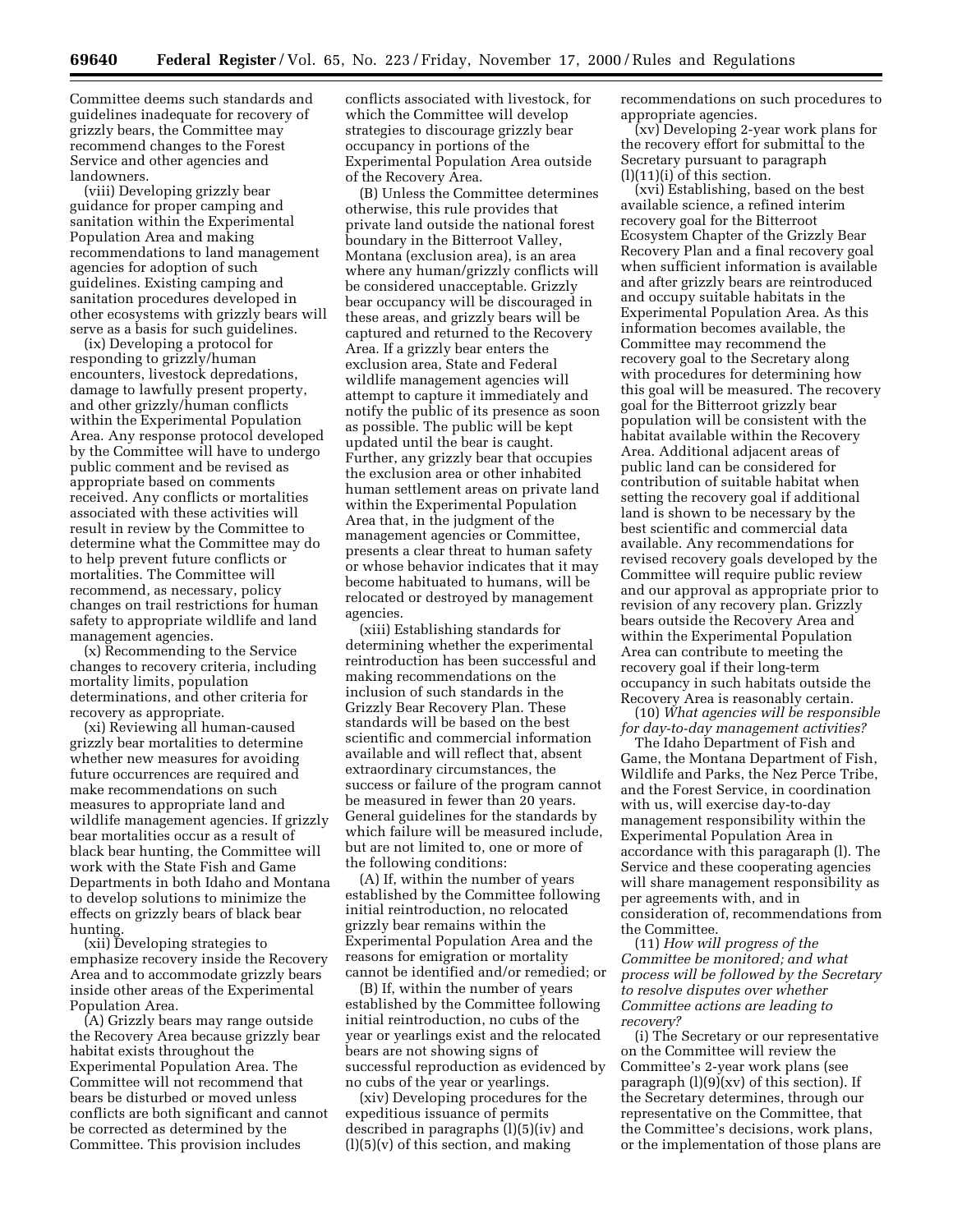Committee deems such standards and guidelines inadequate for recovery of grizzly bears, the Committee may recommend changes to the Forest Service and other agencies and landowners.

(viii) Developing grizzly bear guidance for proper camping and sanitation within the Experimental Population Area and making recommendations to land management agencies for adoption of such guidelines. Existing camping and sanitation procedures developed in other ecosystems with grizzly bears will serve as a basis for such guidelines.

(ix) Developing a protocol for responding to grizzly/human encounters, livestock depredations, damage to lawfully present property, and other grizzly/human conflicts within the Experimental Population Area. Any response protocol developed by the Committee will have to undergo public comment and be revised as appropriate based on comments received. Any conflicts or mortalities associated with these activities will result in review by the Committee to determine what the Committee may do to help prevent future conflicts or mortalities. The Committee will recommend, as necessary, policy changes on trail restrictions for human safety to appropriate wildlife and land management agencies.

(x) Recommending to the Service changes to recovery criteria, including mortality limits, population determinations, and other criteria for recovery as appropriate.

(xi) Reviewing all human-caused grizzly bear mortalities to determine whether new measures for avoiding future occurrences are required and make recommendations on such measures to appropriate land and wildlife management agencies. If grizzly bear mortalities occur as a result of black bear hunting, the Committee will work with the State Fish and Game Departments in both Idaho and Montana to develop solutions to minimize the effects on grizzly bears of black bear hunting.

(xii) Developing strategies to emphasize recovery inside the Recovery Area and to accommodate grizzly bears inside other areas of the Experimental Population Area.

(A) Grizzly bears may range outside the Recovery Area because grizzly bear habitat exists throughout the Experimental Population Area. The Committee will not recommend that bears be disturbed or moved unless conflicts are both significant and cannot be corrected as determined by the Committee. This provision includes conflicts associated with livestock, for which the Committee will develop strategies to discourage grizzly bear occupancy in portions of the Experimental Population Area outside of the Recovery Area.

(B) Unless the Committee determines otherwise, this rule provides that private land outside the national forest boundary in the Bitterroot Valley, Montana (exclusion area), is an area where any human/grizzly conflicts will be considered unacceptable. Grizzly bear occupancy will be discouraged in these areas, and grizzly bears will be captured and returned to the Recovery Area. If a grizzly bear enters the exclusion area, State and Federal wildlife management agencies will attempt to capture it immediately and notify the public of its presence as soon as possible. The public will be kept updated until the bear is caught. Further, any grizzly bear that occupies the exclusion area or other inhabited human settlement areas on private land within the Experimental Population Area that, in the judgment of the management agencies or Committee, presents a clear threat to human safety or whose behavior indicates that it may become habituated to humans, will be relocated or destroyed by management agencies.

(xiii) Establishing standards for determining whether the experimental reintroduction has been successful and making recommendations on the inclusion of such standards in the Grizzly Bear Recovery Plan. These standards will be based on the best scientific and commercial information available and will reflect that, absent extraordinary circumstances, the success or failure of the program cannot be measured in fewer than 20 years. General guidelines for the standards by which failure will be measured include, but are not limited to, one or more of the following conditions:

(A) If, within the number of years established by the Committee following initial reintroduction, no relocated grizzly bear remains within the Experimental Population Area and the reasons for emigration or mortality cannot be identified and/or remedied; or

(B) If, within the number of years established by the Committee following initial reintroduction, no cubs of the year or yearlings exist and the relocated bears are not showing signs of successful reproduction as evidenced by no cubs of the year or yearlings.

(xiv) Developing procedures for the expeditious issuance of permits described in paragraphs (l)(5)(iv) and (l)(5)(v) of this section, and making recommendations on such procedures to appropriate agencies.

(xv) Developing 2-year work plans for the recovery effort for submittal to the Secretary pursuant to paragraph (l)(11)(i) of this section.

(xvi) Establishing, based on the best available science, a refined interim recovery goal for the Bitterroot Ecosystem Chapter of the Grizzly Bear Recovery Plan and a final recovery goal when sufficient information is available and after grizzly bears are reintroduced and occupy suitable habitats in the Experimental Population Area. As this information becomes available, the Committee may recommend the recovery goal to the Secretary along with procedures for determining how this goal will be measured. The recovery goal for the Bitterroot grizzly bear population will be consistent with the habitat available within the Recovery Area. Additional adjacent areas of public land can be considered for contribution of suitable habitat when setting the recovery goal if additional land is shown to be necessary by the best scientific and commercial data available. Any recommendations for revised recovery goals developed by the Committee will require public review and our approval as appropriate prior to revision of any recovery plan. Grizzly bears outside the Recovery Area and within the Experimental Population Area can contribute to meeting the recovery goal if their long-term occupancy in such habitats outside the Recovery Area is reasonably certain.

(10) *What agencies will be responsible for day-to-day management activities?*

The Idaho Department of Fish and Game, the Montana Department of Fish, Wildlife and Parks, the Nez Perce Tribe, and the Forest Service, in coordination with us, will exercise day-to-day management responsibility within the Experimental Population Area in accordance with this paragraph (l). The Service and these cooperating agencies will share management responsibility as per agreements with, and in consideration of, recommendations from the Committee.

(11) *How will progress of the Committee be monitored; and what process will be followed by the Secretary to resolve disputes over whether Committee actions are leading to recovery?*

(i) The Secretary or our representative on the Committee will review the Committee's 2-year work plans (see paragraph (l)(9)(xv) of this section). If the Secretary determines, through our representative on the Committee, that the Committee's decisions, work plans, or the implementation of those plans are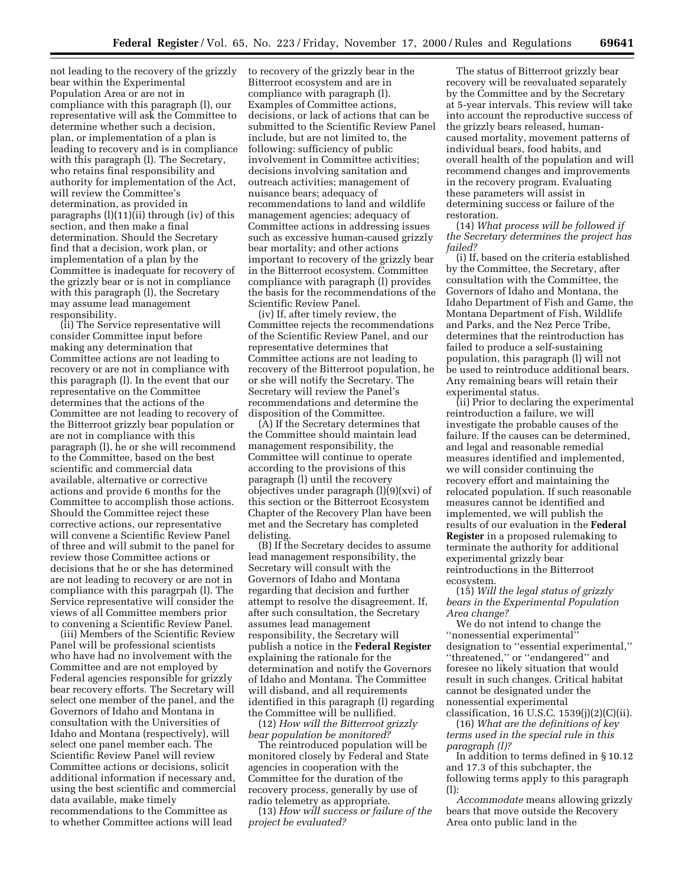not leading to the recovery of the grizzly bear within the Experimental Population Area or are not in compliance with this paragraph (l), our representative will ask the Committee to determine whether such a decision, plan, or implementation of a plan is leading to recovery and is in compliance with this paragraph (l). The Secretary, who retains final responsibility and authority for implementation of the Act, will review the Committee's determination, as provided in paragraphs (l)(11)(ii) through (iv) of this section, and then make a final determination. Should the Secretary find that a decision, work plan, or implementation of a plan by the Committee is inadequate for recovery of the grizzly bear or is not in compliance with this paragraph (l), the Secretary may assume lead management responsibility.

(ii) The Service representative will consider Committee input before making any determination that Committee actions are not leading to recovery or are not in compliance with this paragraph (l). In the event that our representative on the Committee determines that the actions of the Committee are not leading to recovery of the Bitterroot grizzly bear population or are not in compliance with this paragraph (l), he or she will recommend to the Committee, based on the best scientific and commercial data available, alternative or corrective actions and provide 6 months for the Committee to accomplish those actions. Should the Committee reject these corrective actions, our representative will convene a Scientific Review Panel of three and will submit to the panel for review those Committee actions or decisions that he or she has determined are not leading to recovery or are not in compliance with this paragrpah (l). The Service representative will consider the views of all Committee members prior to convening a Scientific Review Panel.

(iii) Members of the Scientific Review Panel will be professional scientists who have had no involvement with the Committee and are not employed by Federal agencies responsible for grizzly bear recovery efforts. The Secretary will select one member of the panel, and the Governors of Idaho and Montana in consultation with the Universities of Idaho and Montana (respectively), will select one panel member each. The Scientific Review Panel will review Committee actions or decisions, solicit additional information if necessary and, using the best scientific and commercial data available, make timely recommendations to the Committee as to whether Committee actions will lead to recovery of the grizzly bear in the Bitterroot ecosystem and are in compliance with paragraph (l). Examples of Committee actions, decisions, or lack of actions that can be submitted to the Scientific Review Panel include, but are not limited to, the following: sufficiency of public involvement in Committee activities; decisions involving sanitation and outreach activities; management of nuisance bears; adequacy of recommendations to land and wildlife management agencies; adequacy of Committee actions in addressing issues such as excessive human-caused grizzly bear mortality; and other actions important to recovery of the grizzly bear in the Bitterroot ecosystem. Committee compliance with paragraph (l) provides the basis for the recommendations of the Scientific Review Panel.

(iv) If, after timely review, the Committee rejects the recommendations of the Scientific Review Panel, and our representative determines that Committee actions are not leading to recovery of the Bitterroot population, he or she will notify the Secretary. The Secretary will review the Panel's recommendations and determine the disposition of the Committee.

(A) If the Secretary determines that the Committee should maintain lead management responsibility, the Committee will continue to operate according to the provisions of this paragraph (l) until the recovery objectives under paragraph (l)(9)(xvi) of this section or the Bitterroot Ecosystem Chapter of the Recovery Plan have been met and the Secretary has completed delisting.

(B) If the Secretary decides to assume lead management responsibility, the Secretary will consult with the Governors of Idaho and Montana regarding that decision and further attempt to resolve the disagreement. If, after such consultation, the Secretary assumes lead management responsibility, the Secretary will publish a notice in the **Federal Register** explaining the rationale for the determination and notify the Governors of Idaho and Montana. The Committee will disband, and all requirements identified in this paragraph (l) regarding the Committee will be nullified.

(12) *How will the Bitterroot grizzly bear population be monitored?*

The reintroduced population will be monitored closely by Federal and State agencies in cooperation with the Committee for the duration of the recovery process, generally by use of radio telemetry as appropriate.

(13) *How will success or failure of the project be evaluated?*

The status of Bitterroot grizzly bear recovery will be reevaluated separately by the Committee and by the Secretary at 5-year intervals. This review will take into account the reproductive success of the grizzly bears released, human-caused mortality, movement patterns of individual bears, food habits, and overall health of the population and will recommend changes and improvements in the recovery program. Evaluating these parameters will assist in determining success or failure of the restoration.

(14) *What process will be followed if the Secretary determines the project has failed?*

(i) If, based on the criteria established by the Committee, the Secretary, after consultation with the Committee, the Governors of Idaho and Montana, the Idaho Department of Fish and Game, the Montana Department of Fish, Wildlife and Parks, and the Nez Perce Tribe, determines that the reintroduction has failed to produce a self-sustaining population, this paragraph (l) will not be used to reintroduce additional bears. Any remaining bears will retain their experimental status.

(ii) Prior to declaring the experimental reintroduction a failure, we will investigate the probable causes of the failure. If the causes can be determined, and legal and reasonable remedial measures identified and implemented, we will consider continuing the recovery effort and maintaining the relocated population. If such reasonable measures cannot be identified and implemented, we will publish the results of our evaluation in the **Federal Register** in a proposed rulemaking to terminate the authority for additional experimental grizzly bear reintroductions in the Bitterroot ecosystem.

(15) *Will the legal status of grizzly bears in the Experimental Population Area change?*

We do not intend to change the ''nonessential experimental'' designation to ''essential experimental,'' ''threatened,'' or ''endangered'' and foresee no likely situation that would result in such changes. Critical habitat cannot be designated under the nonessential experimental classification, 16 U.S.C. 1539(j)(2)(C)(ii).

(16) *What are the definitions of key terms used in the special rule in this paragraph (l)?*

In addition to terms defined in § 10.12 and 17.3 of this subchapter, the following terms apply to this paragraph (l):

*Accommodate* means allowing grizzly bears that move outside the Recovery Area onto public land in the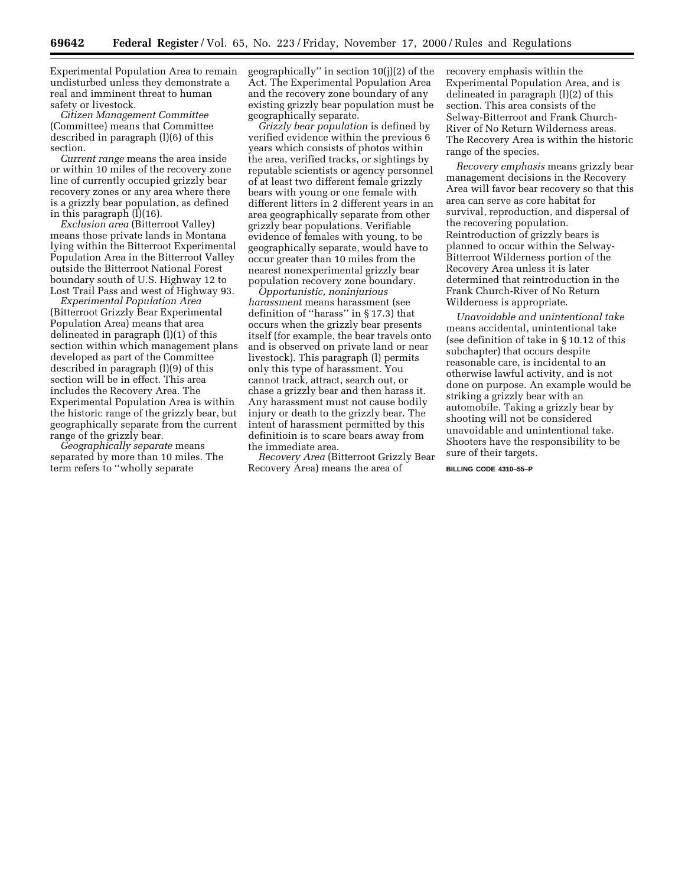Experimental Population Area to remain undisturbed unless they demonstrate a real and imminent threat to human safety or livestock.

*Citizen Management Committee* (Committee) means that Committee described in paragraph (l)(6) of this section.

*Current range* means the area inside or within 10 miles of the recovery zone line of currently occupied grizzly bear recovery zones or any area where there is a grizzly bear population, as defined in this paragraph (l)(16).

*Exclusion area* (Bitterroot Valley) means those private lands in Montana lying within the Bitterroot Experimental Population Area in the Bitterroot Valley outside the Bitterroot National Forest boundary south of U.S. Highway 12 to Lost Trail Pass and west of Highway 93.

*Experimental Population Area* (Bitterroot Grizzly Bear Experimental Population Area) means that area delineated in paragraph (l)(1) of this section within which management plans developed as part of the Committee described in paragraph (l)(9) of this section will be in effect. This area includes the Recovery Area. The Experimental Population Area is within the historic range of the grizzly bear, but geographically separate from the current range of the grizzly bear.

*Geographically separate* means separated by more than 10 miles. The term refers to ''wholly separate geographically'' in section 10(j)(2) of the Act. The Experimental Population Area and the recovery zone boundary of any existing grizzly bear population must be geographically separate.

*Grizzly bear population* is defined by verified evidence within the previous 6 years which consists of photos within the area, verified tracks, or sightings by reputable scientists or agency personnel of at least two different female grizzly bears with young or one female with different litters in 2 different years in an area geographically separate from other grizzly bear populations. Verifiable evidence of females with young, to be geographically separate, would have to occur greater than 10 miles from the nearest nonexperimental grizzly bear population recovery zone boundary.

*Opportunistic, noninjurious harassment* means harassment (see definition of ''harass'' in § 17.3) that occurs when the grizzly bear presents itself (for example, the bear travels onto and is observed on private land or near livestock). This paragraph (l) permits only this type of harassment. You cannot track, attract, search out, or chase a grizzly bear and then harass it. Any harassment must not cause bodily injury or death to the grizzly bear. The intent of harassment permitted by this definitioin is to scare bears away from the immediate area.

*Recovery Area* (Bitterroot Grizzly Bear Recovery Area) means the area of recovery emphasis within the Experimental Population Area, and is delineated in paragraph (l)(2) of this section. This area consists of the Selway-Bitterroot and Frank Church-River of No Return Wilderness areas. The Recovery Area is within the historic range of the species.

*Recovery emphasis* means grizzly bear management decisions in the Recovery Area will favor bear recovery so that this area can serve as core habitat for survival, reproduction, and dispersal of the recovering population. Reintroduction of grizzly bears is planned to occur within the Selway-Bitterroot Wilderness portion of the Recovery Area unless it is later determined that reintroduction in the Frank Church-River of No Return Wilderness is appropriate.

*Unavoidable and unintentional take* means accidental, unintentional take (see definition of take in § 10.12 of this subchapter) that occurs despite reasonable care, is incidental to an otherwise lawful activity, and is not done on purpose. An example would be striking a grizzly bear with an automobile. Taking a grizzly bear by shooting will not be considered unavoidable and unintentional take. Shooters have the responsibility to be sure of their targets.

BILLING CODE 4310–55–P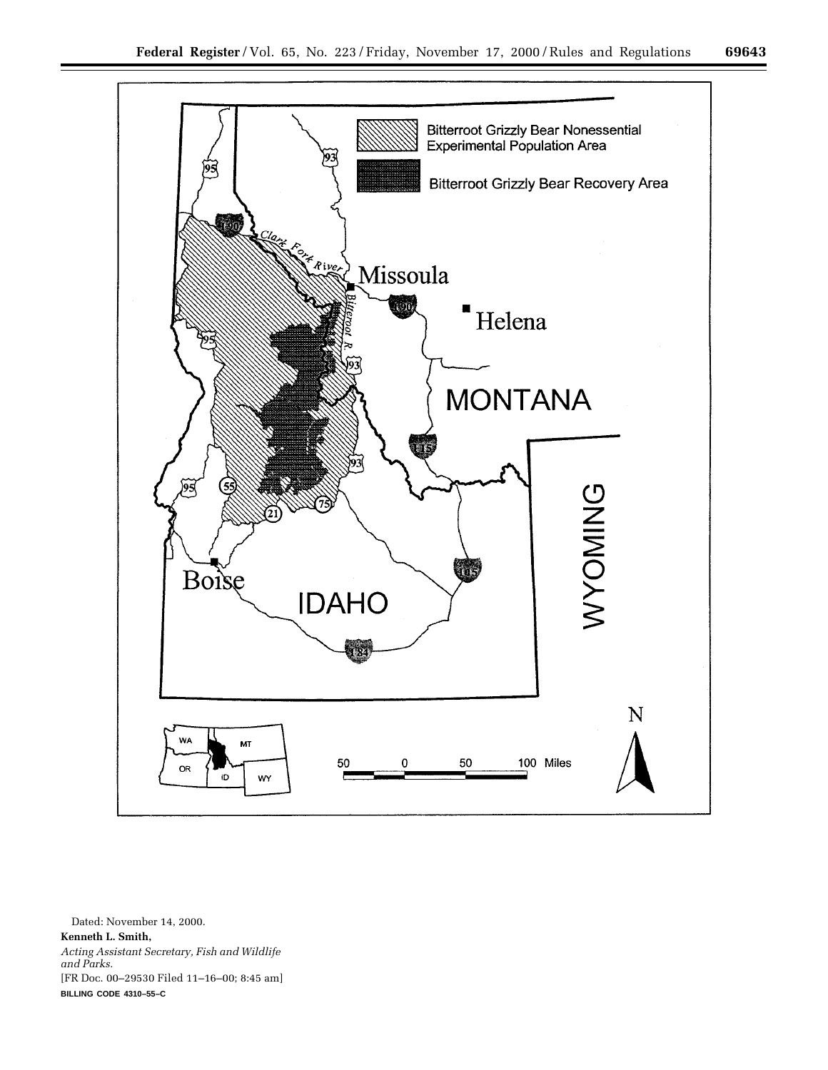Bitterroot Grizzly Bear Nonessential Experimental Population Area

Bitterroot Grizzly Bear Recovery Area

95
93
90
Clark Fork River
Missoula
90
Helena
Bitterroot R.
95
93
MONTANA
15
93
95
55
21
75
WYOMING
Boise
15
IDAHO
84
N
WA
MT
OR
ID
WY
50 0 50 100 Miles

Dated: November 14, 2000.

**Kenneth L. Smith,**

*Acting Assistant Secretary, Fish and Wildlife and Parks.*

[FR Doc. 00–29530 Filed 11–16–00; 8:45 am]

**BILLING CODE 4310–55–C**